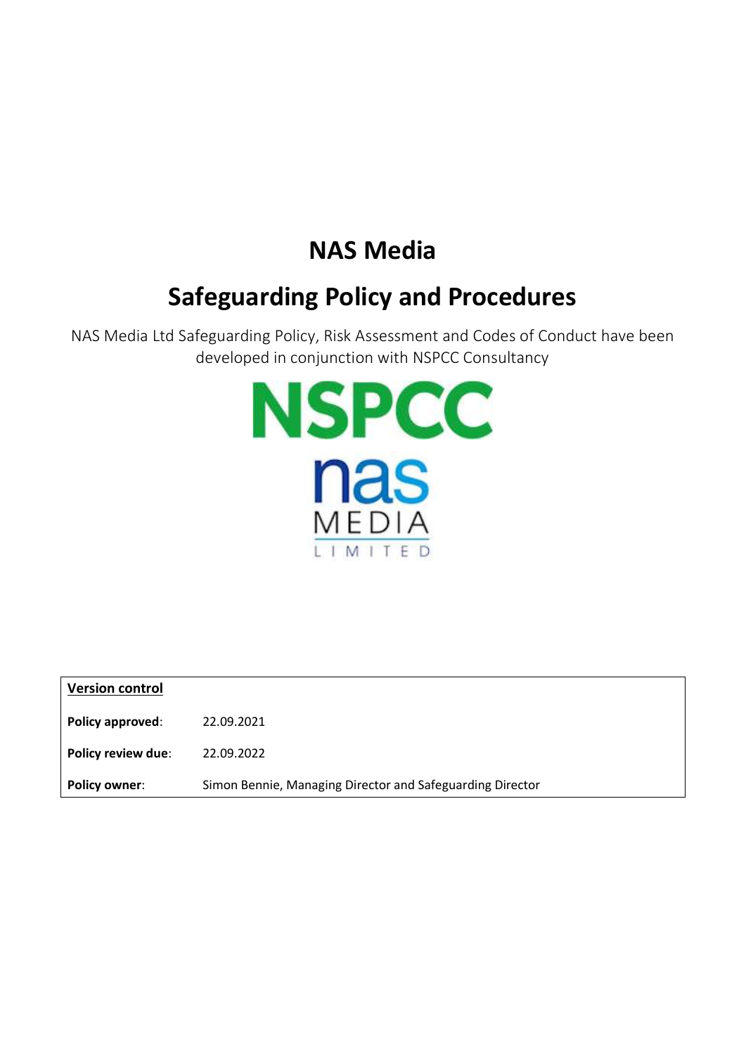# NAS Media

# Safeguarding Policy and Procedures

NAS Media Ltd Safeguarding Policy, Risk Assessment and Codes of Conduct have been developed in conjunction with NSPCC Consultancy

| **Version control** | |
|---|---|
| **Policy approved**: | 22.09.2021 |
| **Policy review due**: | 22.09.2022 |
| **Policy owner**: | Simon Bennie, Managing Director and Safeguarding Director |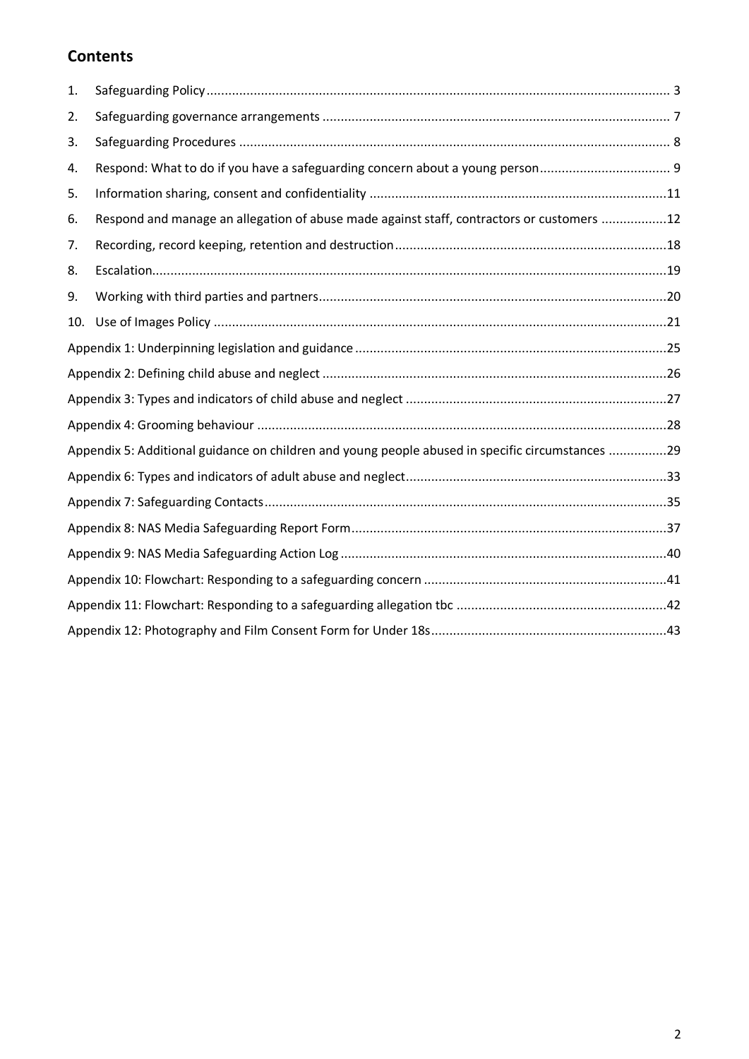## Contents

1. Safeguarding Policy .......... 3
2. Safeguarding governance arrangements .......... 7
3. Safeguarding Procedures .......... 8
4. Respond: What to do if you have a safeguarding concern about a young person .......... 9
5. Information sharing, consent and confidentiality .......... 11
6. Respond and manage an allegation of abuse made against staff, contractors or customers .......... 12
7. Recording, record keeping, retention and destruction .......... 18
8. Escalation .......... 19
9. Working with third parties and partners .......... 20
10. Use of Images Policy .......... 21

Appendix 1: Underpinning legislation and guidance .......... 25

Appendix 2: Defining child abuse and neglect .......... 26

Appendix 3: Types and indicators of child abuse and neglect .......... 27

Appendix 4: Grooming behaviour .......... 28

Appendix 5: Additional guidance on children and young people abused in specific circumstances .......... 29

Appendix 6: Types and indicators of adult abuse and neglect .......... 33

Appendix 7: Safeguarding Contacts .......... 35

Appendix 8: NAS Media Safeguarding Report Form .......... 37

Appendix 9: NAS Media Safeguarding Action Log .......... 40

Appendix 10: Flowchart: Responding to a safeguarding concern .......... 41

Appendix 11: Flowchart: Responding to a safeguarding allegation tbc .......... 42

Appendix 12: Photography and Film Consent Form for Under 18s .......... 43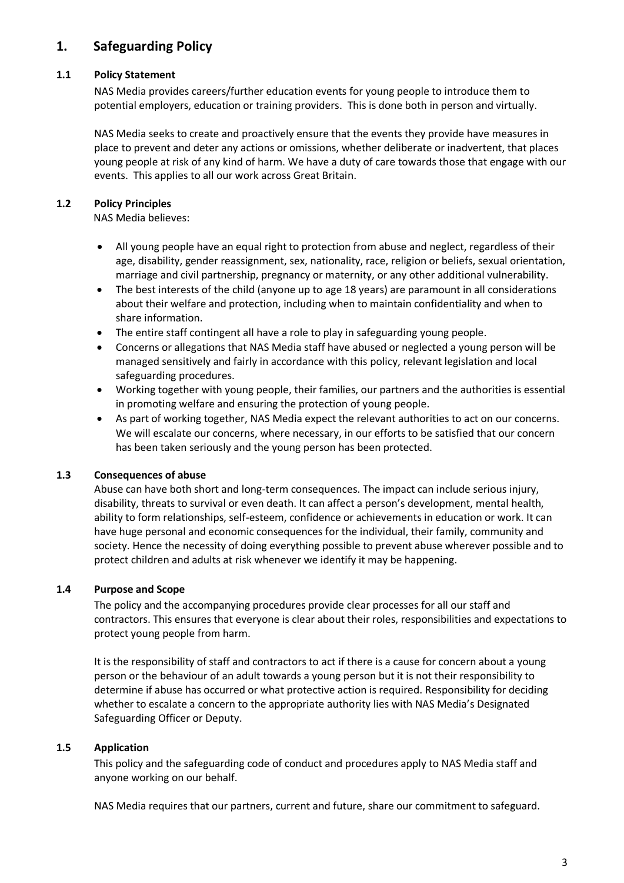# 1. Safeguarding Policy

## 1.1 Policy Statement

NAS Media provides careers/further education events for young people to introduce them to potential employers, education or training providers. This is done both in person and virtually.

NAS Media seeks to create and proactively ensure that the events they provide have measures in place to prevent and deter any actions or omissions, whether deliberate or inadvertent, that places young people at risk of any kind of harm. We have a duty of care towards those that engage with our events. This applies to all our work across Great Britain.

## 1.2 Policy Principles

NAS Media believes:

- All young people have an equal right to protection from abuse and neglect, regardless of their age, disability, gender reassignment, sex, nationality, race, religion or beliefs, sexual orientation, marriage and civil partnership, pregnancy or maternity, or any other additional vulnerability.
- The best interests of the child (anyone up to age 18 years) are paramount in all considerations about their welfare and protection, including when to maintain confidentiality and when to share information.
- The entire staff contingent all have a role to play in safeguarding young people.
- Concerns or allegations that NAS Media staff have abused or neglected a young person will be managed sensitively and fairly in accordance with this policy, relevant legislation and local safeguarding procedures.
- Working together with young people, their families, our partners and the authorities is essential in promoting welfare and ensuring the protection of young people.
- As part of working together, NAS Media expect the relevant authorities to act on our concerns. We will escalate our concerns, where necessary, in our efforts to be satisfied that our concern has been taken seriously and the young person has been protected.

## 1.3 Consequences of abuse

Abuse can have both short and long-term consequences. The impact can include serious injury, disability, threats to survival or even death. It can affect a person's development, mental health, ability to form relationships, self-esteem, confidence or achievements in education or work. It can have huge personal and economic consequences for the individual, their family, community and society. Hence the necessity of doing everything possible to prevent abuse wherever possible and to protect children and adults at risk whenever we identify it may be happening.

## 1.4 Purpose and Scope

The policy and the accompanying procedures provide clear processes for all our staff and contractors. This ensures that everyone is clear about their roles, responsibilities and expectations to protect young people from harm.

It is the responsibility of staff and contractors to act if there is a cause for concern about a young person or the behaviour of an adult towards a young person but it is not their responsibility to determine if abuse has occurred or what protective action is required. Responsibility for deciding whether to escalate a concern to the appropriate authority lies with NAS Media's Designated Safeguarding Officer or Deputy.

## 1.5 Application

This policy and the safeguarding code of conduct and procedures apply to NAS Media staff and anyone working on our behalf.

NAS Media requires that our partners, current and future, share our commitment to safeguard.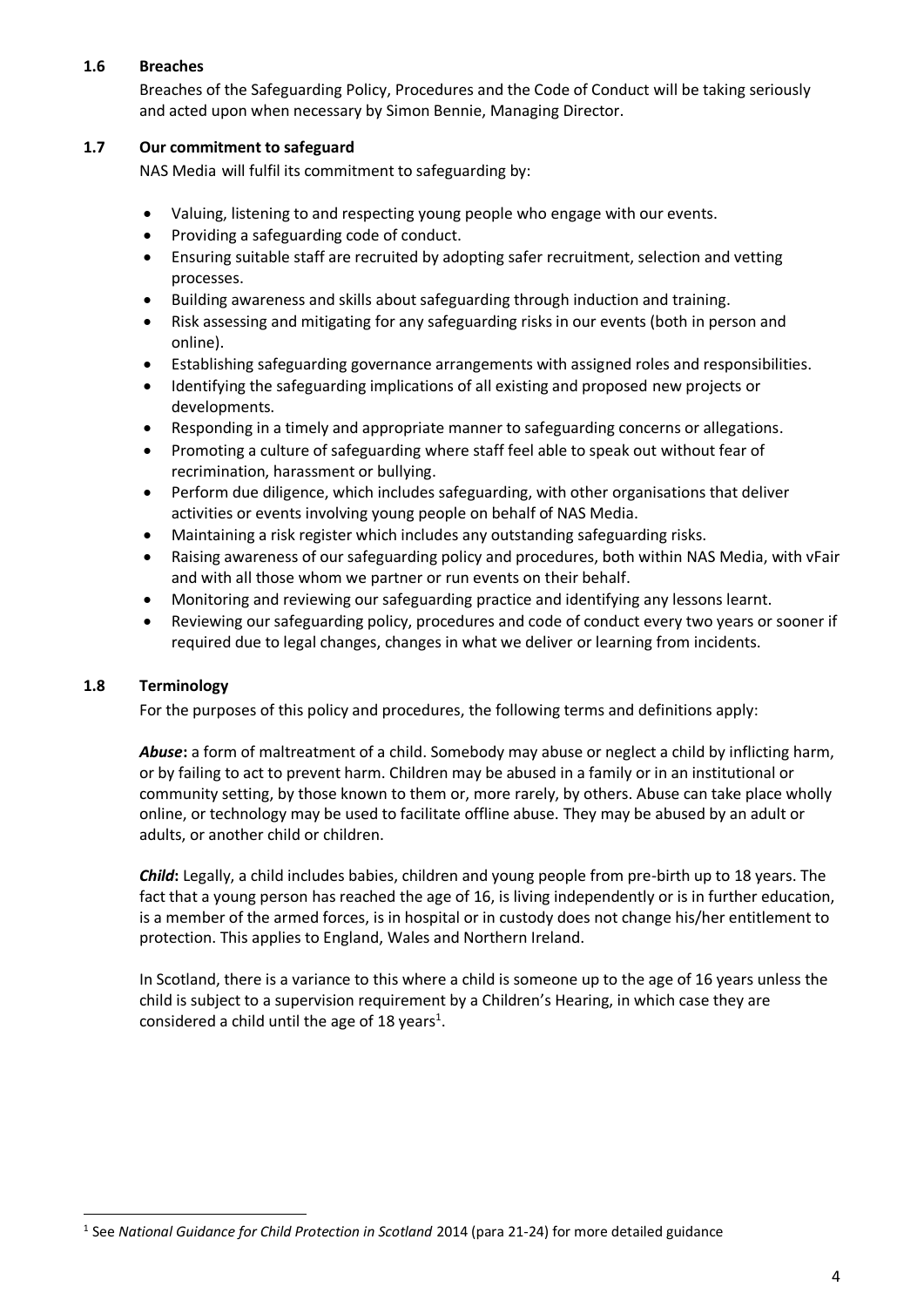### 1.6 Breaches

Breaches of the Safeguarding Policy, Procedures and the Code of Conduct will be taking seriously and acted upon when necessary by Simon Bennie, Managing Director.

### 1.7 Our commitment to safeguard

NAS Media will fulfil its commitment to safeguarding by:

- Valuing, listening to and respecting young people who engage with our events.
- Providing a safeguarding code of conduct.
- Ensuring suitable staff are recruited by adopting safer recruitment, selection and vetting processes.
- Building awareness and skills about safeguarding through induction and training.
- Risk assessing and mitigating for any safeguarding risks in our events (both in person and online).
- Establishing safeguarding governance arrangements with assigned roles and responsibilities.
- Identifying the safeguarding implications of all existing and proposed new projects or developments.
- Responding in a timely and appropriate manner to safeguarding concerns or allegations.
- Promoting a culture of safeguarding where staff feel able to speak out without fear of recrimination, harassment or bullying.
- Perform due diligence, which includes safeguarding, with other organisations that deliver activities or events involving young people on behalf of NAS Media.
- Maintaining a risk register which includes any outstanding safeguarding risks.
- Raising awareness of our safeguarding policy and procedures, both within NAS Media, with vFair and with all those whom we partner or run events on their behalf.
- Monitoring and reviewing our safeguarding practice and identifying any lessons learnt.
- Reviewing our safeguarding policy, procedures and code of conduct every two years or sooner if required due to legal changes, changes in what we deliver or learning from incidents.

### 1.8 Terminology

For the purposes of this policy and procedures, the following terms and definitions apply:

***Abuse*****:** a form of maltreatment of a child. Somebody may abuse or neglect a child by inflicting harm, or by failing to act to prevent harm. Children may be abused in a family or in an institutional or community setting, by those known to them or, more rarely, by others. Abuse can take place wholly online, or technology may be used to facilitate offline abuse. They may be abused by an adult or adults, or another child or children.

***Child*****:** Legally, a child includes babies, children and young people from pre-birth up to 18 years. The fact that a young person has reached the age of 16, is living independently or is in further education, is a member of the armed forces, is in hospital or in custody does not change his/her entitlement to protection. This applies to England, Wales and Northern Ireland.

In Scotland, there is a variance to this where a child is someone up to the age of 16 years unless the child is subject to a supervision requirement by a Children's Hearing, in which case they are considered a child until the age of 18 years[1].

---

[1] See *National Guidance for Child Protection in Scotland* 2014 (para 21-24) for more detailed guidance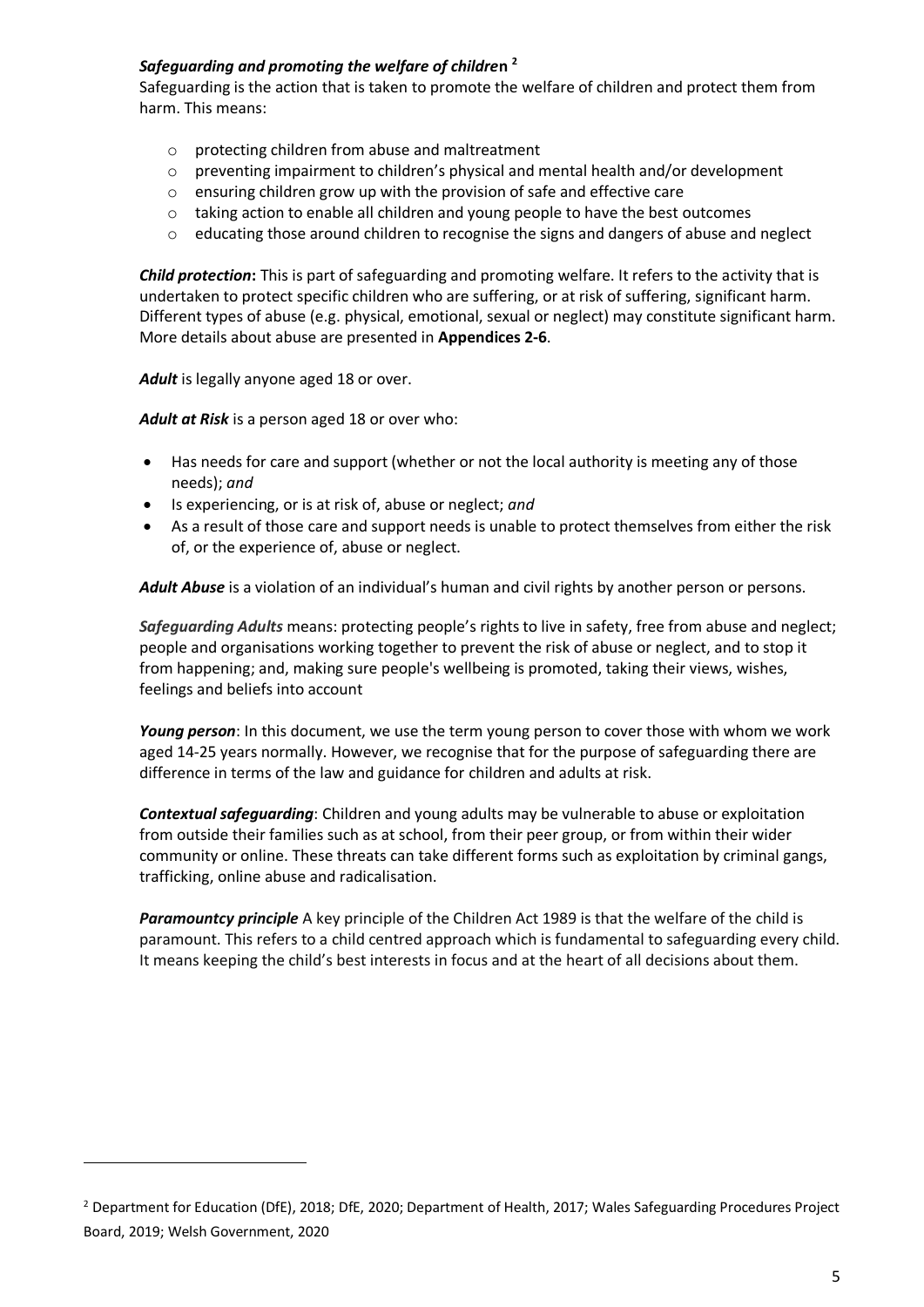***Safeguarding and promoting the welfare of children*** [2]

Safeguarding is the action that is taken to promote the welfare of children and protect them from harm. This means:

- protecting children from abuse and maltreatment
- preventing impairment to children's physical and mental health and/or development
- ensuring children grow up with the provision of safe and effective care
- taking action to enable all children and young people to have the best outcomes
- educating those around children to recognise the signs and dangers of abuse and neglect

***Child protection*:** This is part of safeguarding and promoting welfare. It refers to the activity that is undertaken to protect specific children who are suffering, or at risk of suffering, significant harm. Different types of abuse (e.g. physical, emotional, sexual or neglect) may constitute significant harm. More details about abuse are presented in **Appendices 2-6**.

***Adult*** is legally anyone aged 18 or over.

***Adult at Risk*** is a person aged 18 or over who:

- Has needs for care and support (whether or not the local authority is meeting any of those needs); *and*
- Is experiencing, or is at risk of, abuse or neglect; *and*
- As a result of those care and support needs is unable to protect themselves from either the risk of, or the experience of, abuse or neglect.

***Adult Abuse*** is a violation of an individual's human and civil rights by another person or persons.

***Safeguarding Adults*** means: protecting people's rights to live in safety, free from abuse and neglect; people and organisations working together to prevent the risk of abuse or neglect, and to stop it from happening; and, making sure people's wellbeing is promoted, taking their views, wishes, feelings and beliefs into account

***Young person***: In this document, we use the term young person to cover those with whom we work aged 14-25 years normally. However, we recognise that for the purpose of safeguarding there are difference in terms of the law and guidance for children and adults at risk.

***Contextual safeguarding***: Children and young adults may be vulnerable to abuse or exploitation from outside their families such as at school, from their peer group, or from within their wider community or online. These threats can take different forms such as exploitation by criminal gangs, trafficking, online abuse and radicalisation.

***Paramountcy principle*** A key principle of the Children Act 1989 is that the welfare of the child is paramount. This refers to a child centred approach which is fundamental to safeguarding every child. It means keeping the child's best interests in focus and at the heart of all decisions about them.

---

[2] Department for Education (DfE), 2018; DfE, 2020; Department of Health, 2017; Wales Safeguarding Procedures Project Board, 2019; Welsh Government, 2020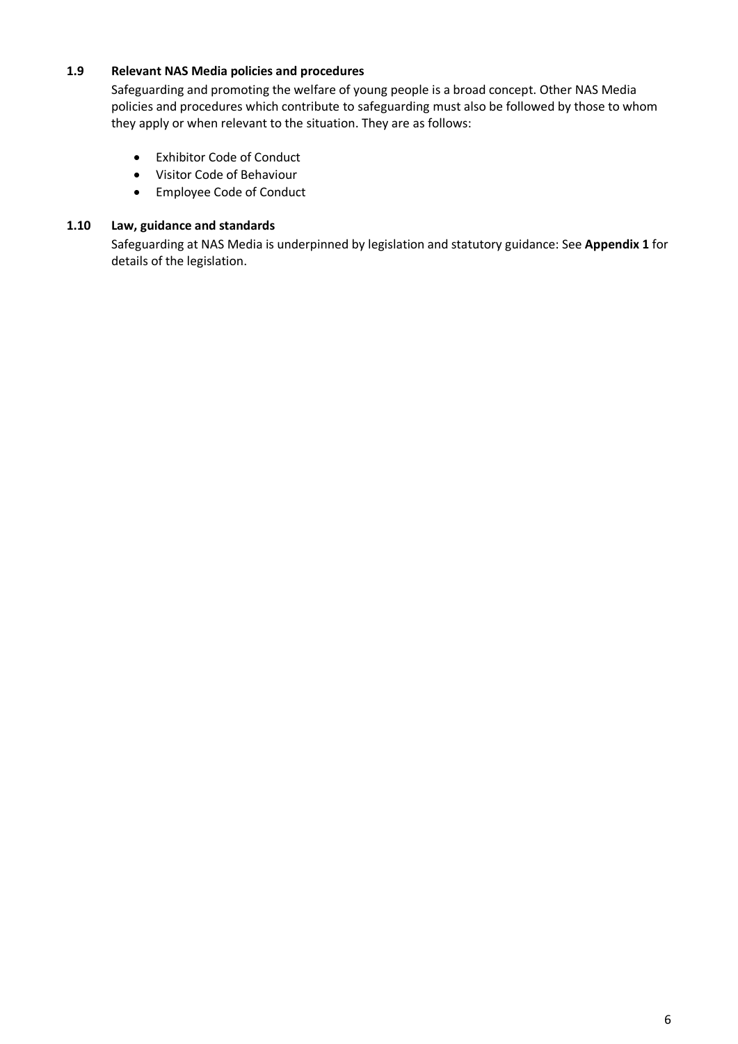### 1.9 Relevant NAS Media policies and procedures

Safeguarding and promoting the welfare of young people is a broad concept. Other NAS Media policies and procedures which contribute to safeguarding must also be followed by those to whom they apply or when relevant to the situation. They are as follows:

- Exhibitor Code of Conduct
- Visitor Code of Behaviour
- Employee Code of Conduct

### 1.10 Law, guidance and standards

Safeguarding at NAS Media is underpinned by legislation and statutory guidance: See **Appendix 1** for details of the legislation.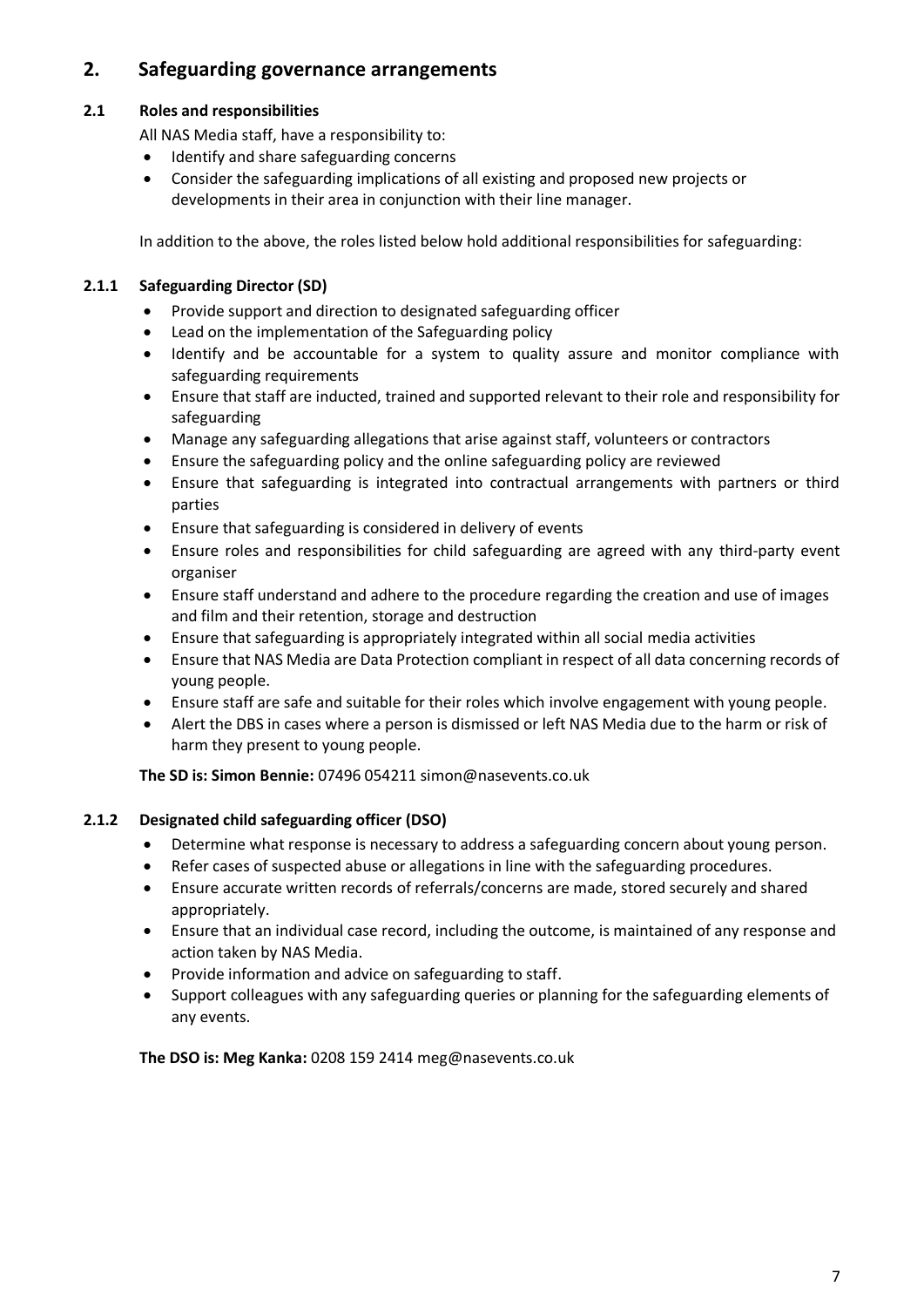## 2. Safeguarding governance arrangements

### 2.1 Roles and responsibilities

All NAS Media staff, have a responsibility to:

- Identify and share safeguarding concerns
- Consider the safeguarding implications of all existing and proposed new projects or developments in their area in conjunction with their line manager.

In addition to the above, the roles listed below hold additional responsibilities for safeguarding:

#### 2.1.1 Safeguarding Director (SD)

- Provide support and direction to designated safeguarding officer
- Lead on the implementation of the Safeguarding policy
- Identify and be accountable for a system to quality assure and monitor compliance with safeguarding requirements
- Ensure that staff are inducted, trained and supported relevant to their role and responsibility for safeguarding
- Manage any safeguarding allegations that arise against staff, volunteers or contractors
- Ensure the safeguarding policy and the online safeguarding policy are reviewed
- Ensure that safeguarding is integrated into contractual arrangements with partners or third parties
- Ensure that safeguarding is considered in delivery of events
- Ensure roles and responsibilities for child safeguarding are agreed with any third-party event organiser
- Ensure staff understand and adhere to the procedure regarding the creation and use of images and film and their retention, storage and destruction
- Ensure that safeguarding is appropriately integrated within all social media activities
- Ensure that NAS Media are Data Protection compliant in respect of all data concerning records of young people.
- Ensure staff are safe and suitable for their roles which involve engagement with young people.
- Alert the DBS in cases where a person is dismissed or left NAS Media due to the harm or risk of harm they present to young people.

**The SD is: Simon Bennie:** 07496 054211 simon@nasevents.co.uk

#### 2.1.2 Designated child safeguarding officer (DSO)

- Determine what response is necessary to address a safeguarding concern about young person.
- Refer cases of suspected abuse or allegations in line with the safeguarding procedures.
- Ensure accurate written records of referrals/concerns are made, stored securely and shared appropriately.
- Ensure that an individual case record, including the outcome, is maintained of any response and action taken by NAS Media.
- Provide information and advice on safeguarding to staff.
- Support colleagues with any safeguarding queries or planning for the safeguarding elements of any events.

**The DSO is: Meg Kanka:** 0208 159 2414 meg@nasevents.co.uk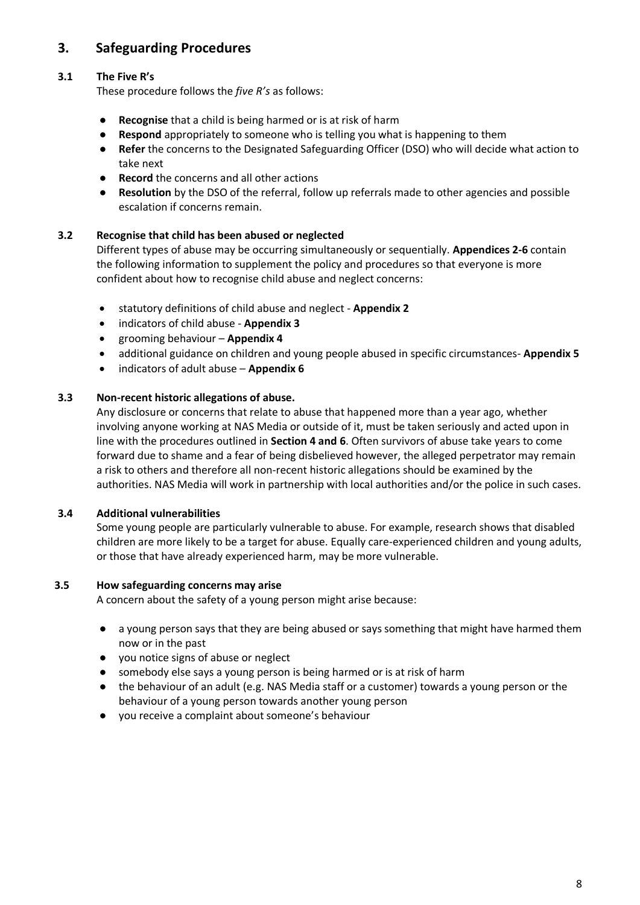## 3. Safeguarding Procedures

### 3.1 The Five R's

These procedure follows the *five R's* as follows:

- **Recognise** that a child is being harmed or is at risk of harm
- **Respond** appropriately to someone who is telling you what is happening to them
- **Refer** the concerns to the Designated Safeguarding Officer (DSO) who will decide what action to take next
- **Record** the concerns and all other actions
- **Resolution** by the DSO of the referral, follow up referrals made to other agencies and possible escalation if concerns remain.

### 3.2 Recognise that child has been abused or neglected

Different types of abuse may be occurring simultaneously or sequentially. **Appendices 2-6** contain the following information to supplement the policy and procedures so that everyone is more confident about how to recognise child abuse and neglect concerns:

- statutory definitions of child abuse and neglect - **Appendix 2**
- indicators of child abuse - **Appendix 3**
- grooming behaviour – **Appendix 4**
- additional guidance on children and young people abused in specific circumstances- **Appendix 5**
- indicators of adult abuse – **Appendix 6**

### 3.3 Non-recent historic allegations of abuse.

Any disclosure or concerns that relate to abuse that happened more than a year ago, whether involving anyone working at NAS Media or outside of it, must be taken seriously and acted upon in line with the procedures outlined in **Section 4 and 6**. Often survivors of abuse take years to come forward due to shame and a fear of being disbelieved however, the alleged perpetrator may remain a risk to others and therefore all non-recent historic allegations should be examined by the authorities. NAS Media will work in partnership with local authorities and/or the police in such cases.

### 3.4 Additional vulnerabilities

Some young people are particularly vulnerable to abuse. For example, research shows that disabled children are more likely to be a target for abuse. Equally care-experienced children and young adults, or those that have already experienced harm, may be more vulnerable.

### 3.5 How safeguarding concerns may arise

A concern about the safety of a young person might arise because:

- a young person says that they are being abused or says something that might have harmed them now or in the past
- you notice signs of abuse or neglect
- somebody else says a young person is being harmed or is at risk of harm
- the behaviour of an adult (e.g. NAS Media staff or a customer) towards a young person or the behaviour of a young person towards another young person
- you receive a complaint about someone's behaviour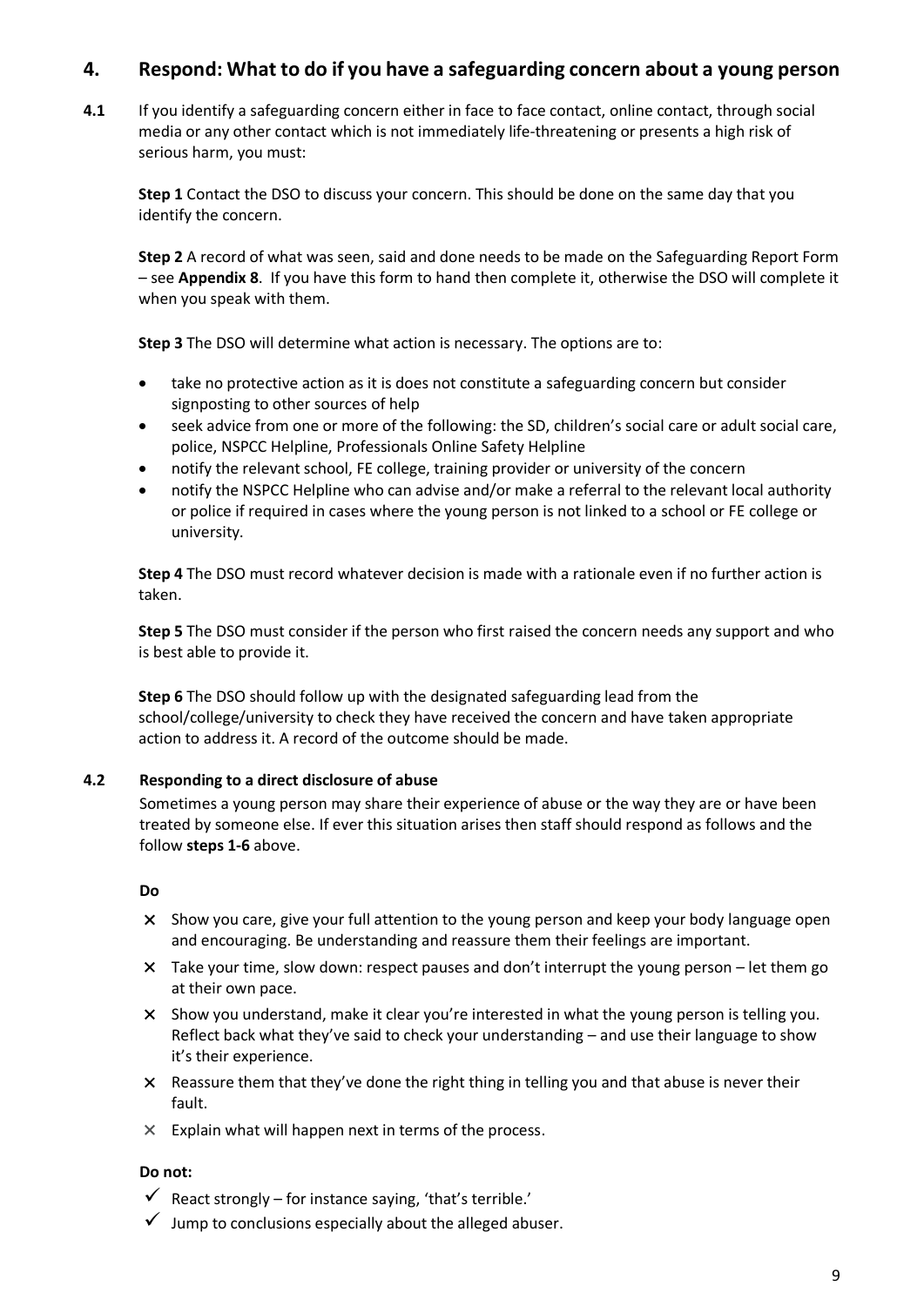## 4. Respond: What to do if you have a safeguarding concern about a young person

**4.1** If you identify a safeguarding concern either in face to face contact, online contact, through social media or any other contact which is not immediately life-threatening or presents a high risk of serious harm, you must:

**Step 1** Contact the DSO to discuss your concern. This should be done on the same day that you identify the concern.

**Step 2** A record of what was seen, said and done needs to be made on the Safeguarding Report Form – see **Appendix 8**. If you have this form to hand then complete it, otherwise the DSO will complete it when you speak with them.

**Step 3** The DSO will determine what action is necessary. The options are to:

- take no protective action as it is does not constitute a safeguarding concern but consider signposting to other sources of help
- seek advice from one or more of the following: the SD, children's social care or adult social care, police, NSPCC Helpline, Professionals Online Safety Helpline
- notify the relevant school, FE college, training provider or university of the concern
- notify the NSPCC Helpline who can advise and/or make a referral to the relevant local authority or police if required in cases where the young person is not linked to a school or FE college or university.

**Step 4** The DSO must record whatever decision is made with a rationale even if no further action is taken.

**Step 5** The DSO must consider if the person who first raised the concern needs any support and who is best able to provide it.

**Step 6** The DSO should follow up with the designated safeguarding lead from the school/college/university to check they have received the concern and have taken appropriate action to address it. A record of the outcome should be made.

### 4.2 Responding to a direct disclosure of abuse

Sometimes a young person may share their experience of abuse or the way they are or have been treated by someone else. If ever this situation arises then staff should respond as follows and the follow **steps 1-6** above.

**Do**

- ✕ Show you care, give your full attention to the young person and keep your body language open and encouraging. Be understanding and reassure them their feelings are important.
- ✕ Take your time, slow down: respect pauses and don't interrupt the young person – let them go at their own pace.
- ✕ Show you understand, make it clear you're interested in what the young person is telling you. Reflect back what they've said to check your understanding – and use their language to show it's their experience.
- ✕ Reassure them that they've done the right thing in telling you and that abuse is never their fault.
- ✕ Explain what will happen next in terms of the process.

**Do not:**

- ✓ React strongly – for instance saying, 'that's terrible.'
- ✓ Jump to conclusions especially about the alleged abuser.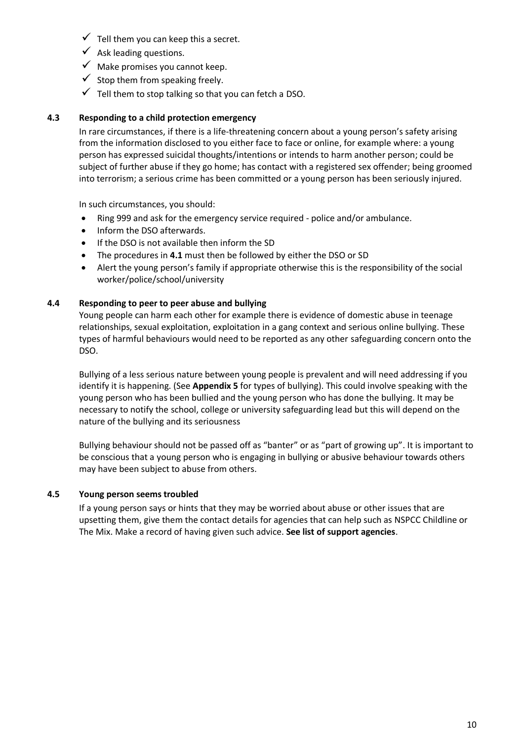- ✓ Tell them you can keep this a secret.
- ✓ Ask leading questions.
- ✓ Make promises you cannot keep.
- ✓ Stop them from speaking freely.
- ✓ Tell them to stop talking so that you can fetch a DSO.

### 4.3 Responding to a child protection emergency

In rare circumstances, if there is a life-threatening concern about a young person's safety arising from the information disclosed to you either face to face or online, for example where: a young person has expressed suicidal thoughts/intentions or intends to harm another person; could be subject of further abuse if they go home; has contact with a registered sex offender; being groomed into terrorism; a serious crime has been committed or a young person has been seriously injured.

In such circumstances, you should:

- Ring 999 and ask for the emergency service required - police and/or ambulance.
- Inform the DSO afterwards.
- If the DSO is not available then inform the SD
- The procedures in **4.1** must then be followed by either the DSO or SD
- Alert the young person's family if appropriate otherwise this is the responsibility of the social worker/police/school/university

### 4.4 Responding to peer to peer abuse and bullying

Young people can harm each other for example there is evidence of domestic abuse in teenage relationships, sexual exploitation, exploitation in a gang context and serious online bullying. These types of harmful behaviours would need to be reported as any other safeguarding concern onto the DSO.

Bullying of a less serious nature between young people is prevalent and will need addressing if you identify it is happening. (See **Appendix 5** for types of bullying). This could involve speaking with the young person who has been bullied and the young person who has done the bullying. It may be necessary to notify the school, college or university safeguarding lead but this will depend on the nature of the bullying and its seriousness

Bullying behaviour should not be passed off as "banter" or as "part of growing up". It is important to be conscious that a young person who is engaging in bullying or abusive behaviour towards others may have been subject to abuse from others.

### 4.5 Young person seems troubled

If a young person says or hints that they may be worried about abuse or other issues that are upsetting them, give them the contact details for agencies that can help such as NSPCC Childline or The Mix. Make a record of having given such advice. **See list of support agencies**.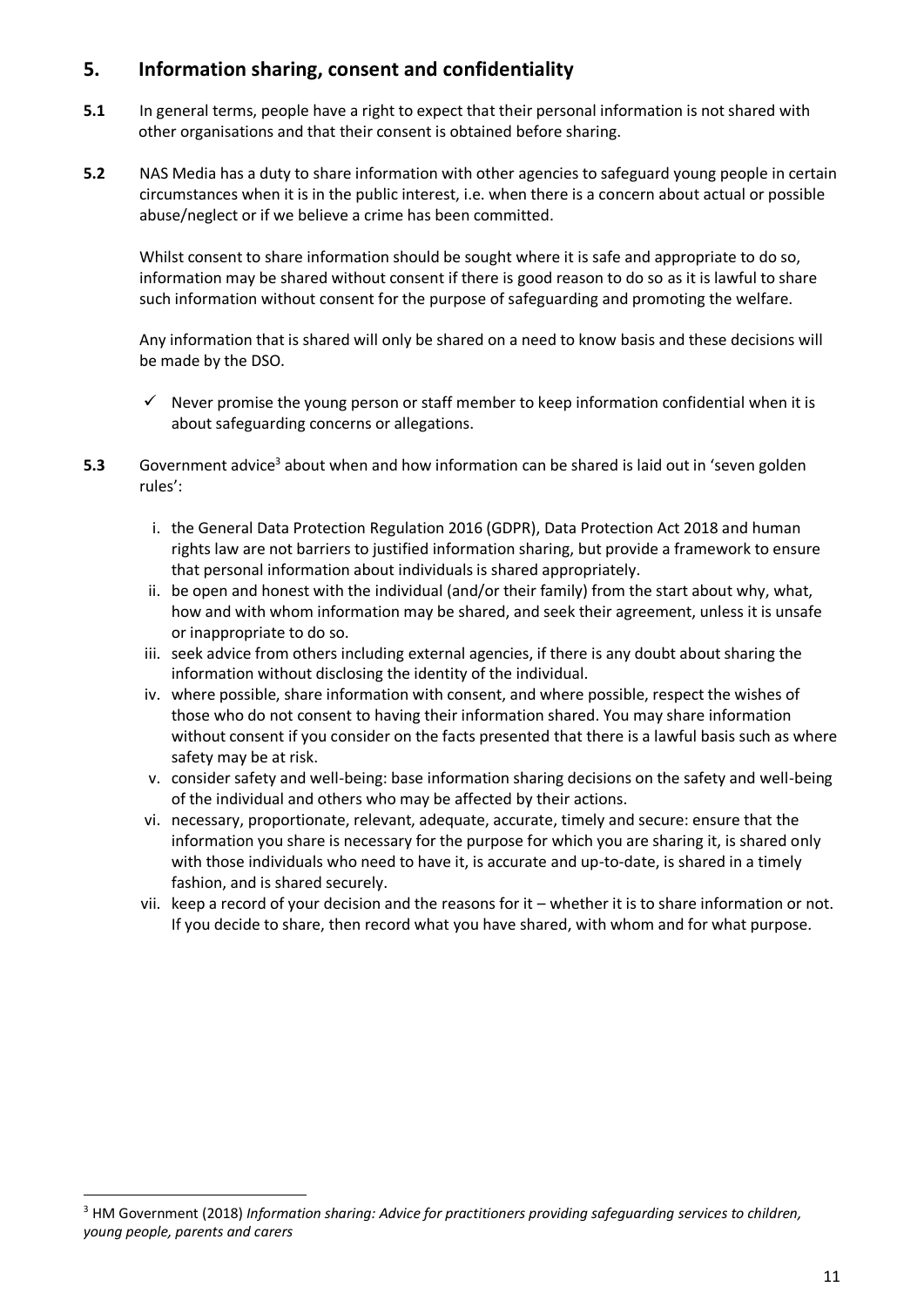## 5. Information sharing, consent and confidentiality

**5.1** In general terms, people have a right to expect that their personal information is not shared with other organisations and that their consent is obtained before sharing.

**5.2** NAS Media has a duty to share information with other agencies to safeguard young people in certain circumstances when it is in the public interest, i.e. when there is a concern about actual or possible abuse/neglect or if we believe a crime has been committed.

Whilst consent to share information should be sought where it is safe and appropriate to do so, information may be shared without consent if there is good reason to do so as it is lawful to share such information without consent for the purpose of safeguarding and promoting the welfare.

Any information that is shared will only be shared on a need to know basis and these decisions will be made by the DSO.

- ✓ Never promise the young person or staff member to keep information confidential when it is about safeguarding concerns or allegations.

**5.3** Government advice[3] about when and how information can be shared is laid out in 'seven golden rules':

i. the General Data Protection Regulation 2016 (GDPR), Data Protection Act 2018 and human rights law are not barriers to justified information sharing, but provide a framework to ensure that personal information about individuals is shared appropriately.
ii. be open and honest with the individual (and/or their family) from the start about why, what, how and with whom information may be shared, and seek their agreement, unless it is unsafe or inappropriate to do so.
iii. seek advice from others including external agencies, if there is any doubt about sharing the information without disclosing the identity of the individual.
iv. where possible, share information with consent, and where possible, respect the wishes of those who do not consent to having their information shared. You may share information without consent if you consider on the facts presented that there is a lawful basis such as where safety may be at risk.
v. consider safety and well-being: base information sharing decisions on the safety and well-being of the individual and others who may be affected by their actions.
vi. necessary, proportionate, relevant, adequate, accurate, timely and secure: ensure that the information you share is necessary for the purpose for which you are sharing it, is shared only with those individuals who need to have it, is accurate and up-to-date, is shared in a timely fashion, and is shared securely.
vii. keep a record of your decision and the reasons for it – whether it is to share information or not. If you decide to share, then record what you have shared, with whom and for what purpose.

---

[3] HM Government (2018) *Information sharing: Advice for practitioners providing safeguarding services to children, young people, parents and carers*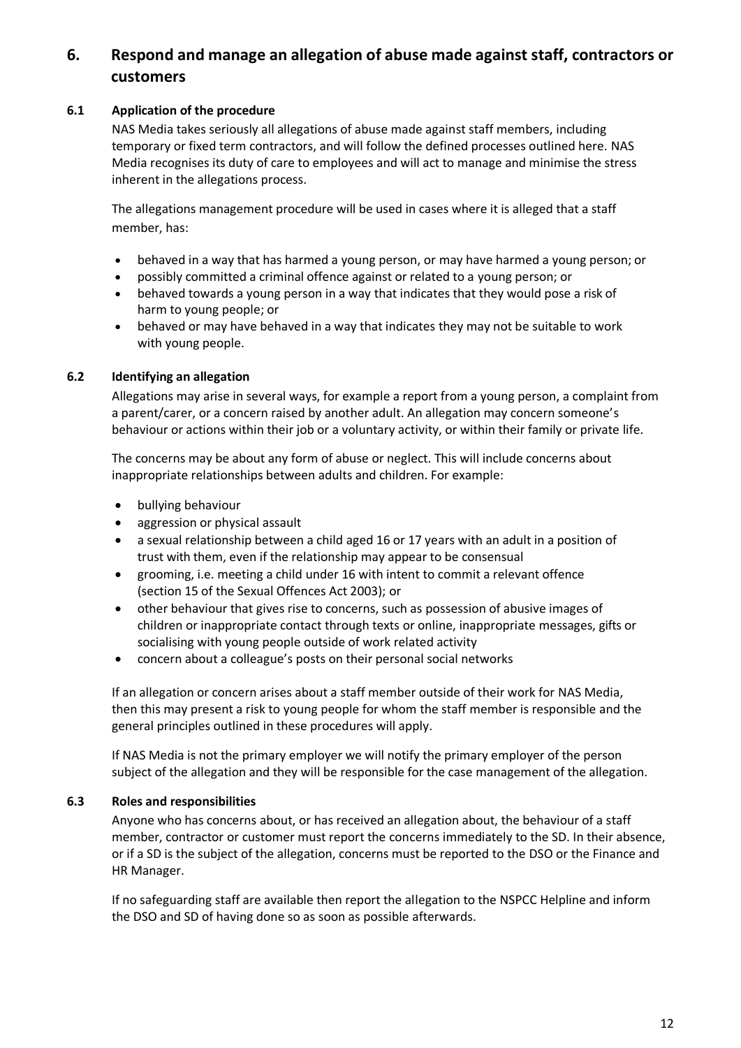## 6. Respond and manage an allegation of abuse made against staff, contractors or customers

### 6.1 Application of the procedure

NAS Media takes seriously all allegations of abuse made against staff members, including temporary or fixed term contractors, and will follow the defined processes outlined here. NAS Media recognises its duty of care to employees and will act to manage and minimise the stress inherent in the allegations process.

The allegations management procedure will be used in cases where it is alleged that a staff member, has:

- behaved in a way that has harmed a young person, or may have harmed a young person; or
- possibly committed a criminal offence against or related to a young person; or
- behaved towards a young person in a way that indicates that they would pose a risk of harm to young people; or
- behaved or may have behaved in a way that indicates they may not be suitable to work with young people.

### 6.2 Identifying an allegation

Allegations may arise in several ways, for example a report from a young person, a complaint from a parent/carer, or a concern raised by another adult. An allegation may concern someone's behaviour or actions within their job or a voluntary activity, or within their family or private life.

The concerns may be about any form of abuse or neglect. This will include concerns about inappropriate relationships between adults and children. For example:

- bullying behaviour
- aggression or physical assault
- a sexual relationship between a child aged 16 or 17 years with an adult in a position of trust with them, even if the relationship may appear to be consensual
- grooming, i.e. meeting a child under 16 with intent to commit a relevant offence (section 15 of the Sexual Offences Act 2003); or
- other behaviour that gives rise to concerns, such as possession of abusive images of children or inappropriate contact through texts or online, inappropriate messages, gifts or socialising with young people outside of work related activity
- concern about a colleague's posts on their personal social networks

If an allegation or concern arises about a staff member outside of their work for NAS Media, then this may present a risk to young people for whom the staff member is responsible and the general principles outlined in these procedures will apply.

If NAS Media is not the primary employer we will notify the primary employer of the person subject of the allegation and they will be responsible for the case management of the allegation.

### 6.3 Roles and responsibilities

Anyone who has concerns about, or has received an allegation about, the behaviour of a staff member, contractor or customer must report the concerns immediately to the SD. In their absence, or if a SD is the subject of the allegation, concerns must be reported to the DSO or the Finance and HR Manager.

If no safeguarding staff are available then report the allegation to the NSPCC Helpline and inform the DSO and SD of having done so as soon as possible afterwards.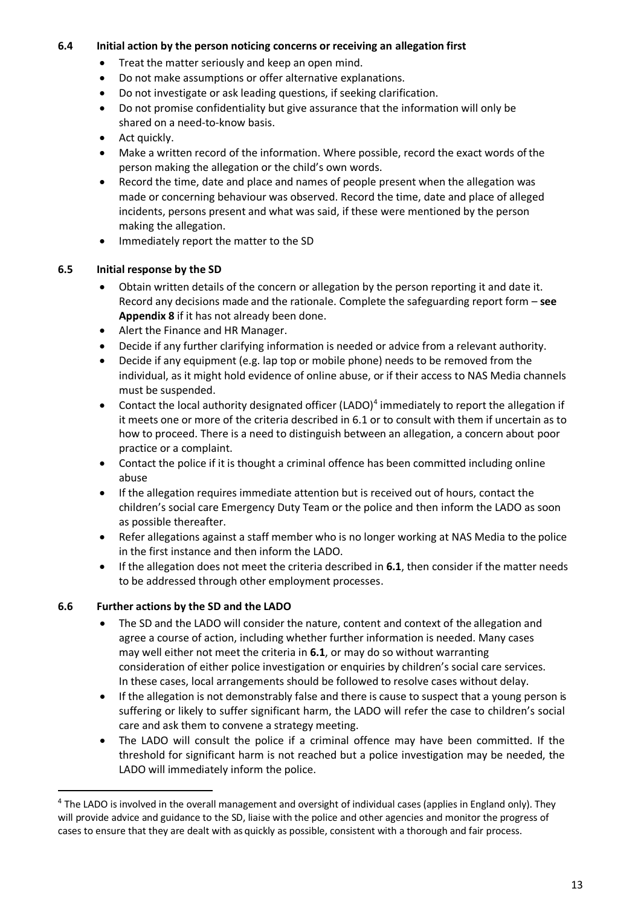### 6.4 Initial action by the person noticing concerns or receiving an allegation first

- Treat the matter seriously and keep an open mind.
- Do not make assumptions or offer alternative explanations.
- Do not investigate or ask leading questions, if seeking clarification.
- Do not promise confidentiality but give assurance that the information will only be shared on a need-to-know basis.
- Act quickly.
- Make a written record of the information. Where possible, record the exact words of the person making the allegation or the child's own words.
- Record the time, date and place and names of people present when the allegation was made or concerning behaviour was observed. Record the time, date and place of alleged incidents, persons present and what was said, if these were mentioned by the person making the allegation.
- Immediately report the matter to the SD

### 6.5 Initial response by the SD

- Obtain written details of the concern or allegation by the person reporting it and date it. Record any decisions made and the rationale. Complete the safeguarding report form – **see Appendix 8** if it has not already been done.
- Alert the Finance and HR Manager.
- Decide if any further clarifying information is needed or advice from a relevant authority.
- Decide if any equipment (e.g. lap top or mobile phone) needs to be removed from the individual, as it might hold evidence of online abuse, or if their access to NAS Media channels must be suspended.
- Contact the local authority designated officer (LADO)[4] immediately to report the allegation if it meets one or more of the criteria described in 6.1 or to consult with them if uncertain as to how to proceed. There is a need to distinguish between an allegation, a concern about poor practice or a complaint.
- Contact the police if it is thought a criminal offence has been committed including online abuse
- If the allegation requires immediate attention but is received out of hours, contact the children's social care Emergency Duty Team or the police and then inform the LADO as soon as possible thereafter.
- Refer allegations against a staff member who is no longer working at NAS Media to the police in the first instance and then inform the LADO.
- If the allegation does not meet the criteria described in **6.1**, then consider if the matter needs to be addressed through other employment processes.

### 6.6 Further actions by the SD and the LADO

- The SD and the LADO will consider the nature, content and context of the allegation and agree a course of action, including whether further information is needed. Many cases may well either not meet the criteria in **6.1**, or may do so without warranting consideration of either police investigation or enquiries by children's social care services. In these cases, local arrangements should be followed to resolve cases without delay.
- If the allegation is not demonstrably false and there is cause to suspect that a young person is suffering or likely to suffer significant harm, the LADO will refer the case to children's social care and ask them to convene a strategy meeting.
- The LADO will consult the police if a criminal offence may have been committed. If the threshold for significant harm is not reached but a police investigation may be needed, the LADO will immediately inform the police.

---

[4] The LADO is involved in the overall management and oversight of individual cases (applies in England only). They will provide advice and guidance to the SD, liaise with the police and other agencies and monitor the progress of cases to ensure that they are dealt with as quickly as possible, consistent with a thorough and fair process.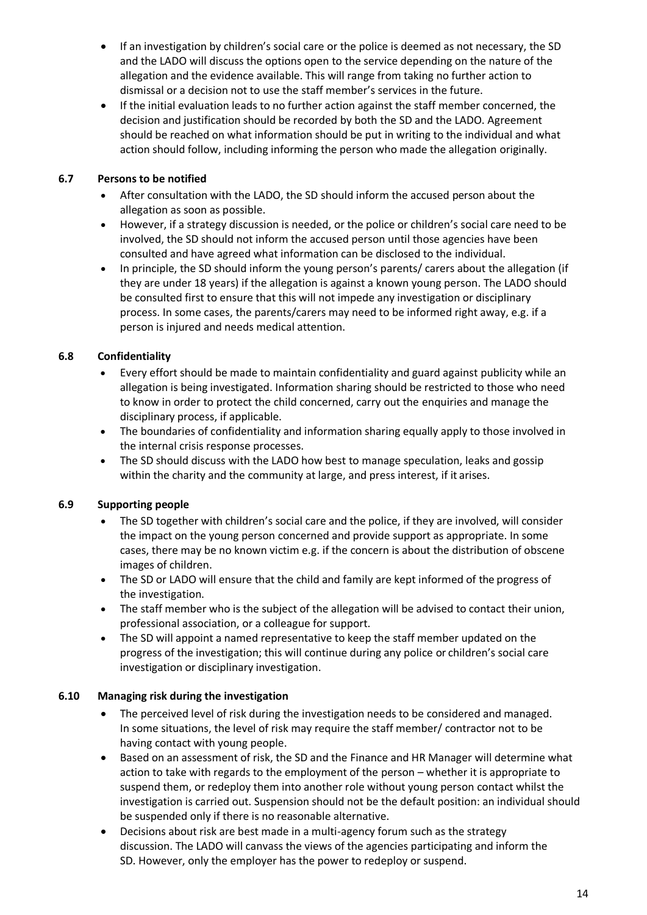- If an investigation by children's social care or the police is deemed as not necessary, the SD and the LADO will discuss the options open to the service depending on the nature of the allegation and the evidence available. This will range from taking no further action to dismissal or a decision not to use the staff member's services in the future.
- If the initial evaluation leads to no further action against the staff member concerned, the decision and justification should be recorded by both the SD and the LADO. Agreement should be reached on what information should be put in writing to the individual and what action should follow, including informing the person who made the allegation originally.

### 6.7 Persons to be notified

- After consultation with the LADO, the SD should inform the accused person about the allegation as soon as possible.
- However, if a strategy discussion is needed, or the police or children's social care need to be involved, the SD should not inform the accused person until those agencies have been consulted and have agreed what information can be disclosed to the individual.
- In principle, the SD should inform the young person's parents/ carers about the allegation (if they are under 18 years) if the allegation is against a known young person. The LADO should be consulted first to ensure that this will not impede any investigation or disciplinary process. In some cases, the parents/carers may need to be informed right away, e.g. if a person is injured and needs medical attention.

### 6.8 Confidentiality

- Every effort should be made to maintain confidentiality and guard against publicity while an allegation is being investigated. Information sharing should be restricted to those who need to know in order to protect the child concerned, carry out the enquiries and manage the disciplinary process, if applicable.
- The boundaries of confidentiality and information sharing equally apply to those involved in the internal crisis response processes.
- The SD should discuss with the LADO how best to manage speculation, leaks and gossip within the charity and the community at large, and press interest, if it arises.

### 6.9 Supporting people

- The SD together with children's social care and the police, if they are involved, will consider the impact on the young person concerned and provide support as appropriate. In some cases, there may be no known victim e.g. if the concern is about the distribution of obscene images of children.
- The SD or LADO will ensure that the child and family are kept informed of the progress of the investigation.
- The staff member who is the subject of the allegation will be advised to contact their union, professional association, or a colleague for support.
- The SD will appoint a named representative to keep the staff member updated on the progress of the investigation; this will continue during any police or children's social care investigation or disciplinary investigation.

### 6.10 Managing risk during the investigation

- The perceived level of risk during the investigation needs to be considered and managed. In some situations, the level of risk may require the staff member/ contractor not to be having contact with young people.
- Based on an assessment of risk, the SD and the Finance and HR Manager will determine what action to take with regards to the employment of the person – whether it is appropriate to suspend them, or redeploy them into another role without young person contact whilst the investigation is carried out. Suspension should not be the default position: an individual should be suspended only if there is no reasonable alternative.
- Decisions about risk are best made in a multi-agency forum such as the strategy discussion. The LADO will canvass the views of the agencies participating and inform the SD. However, only the employer has the power to redeploy or suspend.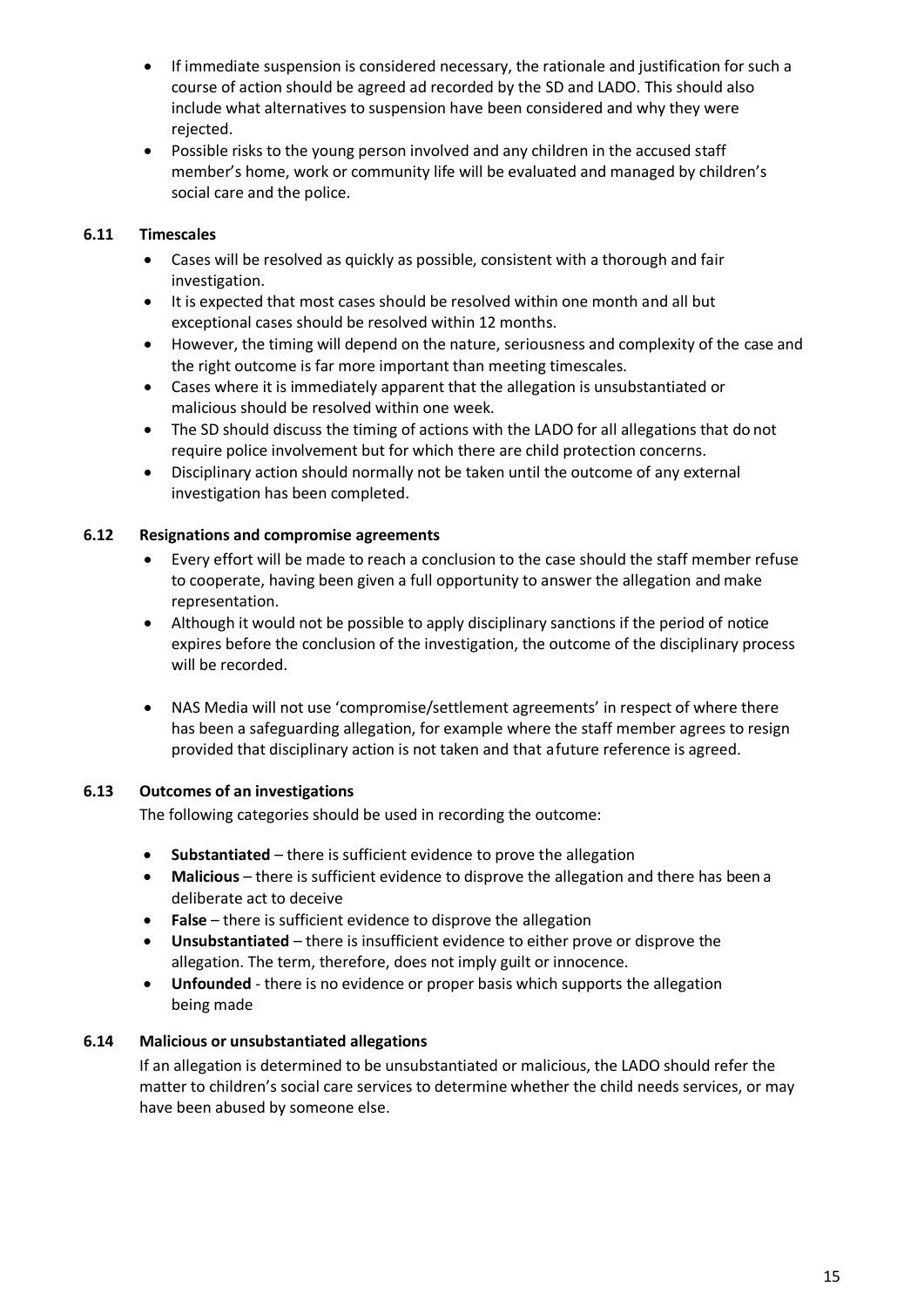- If immediate suspension is considered necessary, the rationale and justification for such a course of action should be agreed ad recorded by the SD and LADO. This should also include what alternatives to suspension have been considered and why they were rejected.
- Possible risks to the young person involved and any children in the accused staff member's home, work or community life will be evaluated and managed by children's social care and the police.

### 6.11 Timescales

- Cases will be resolved as quickly as possible, consistent with a thorough and fair investigation.
- It is expected that most cases should be resolved within one month and all but exceptional cases should be resolved within 12 months.
- However, the timing will depend on the nature, seriousness and complexity of the case and the right outcome is far more important than meeting timescales.
- Cases where it is immediately apparent that the allegation is unsubstantiated or malicious should be resolved within one week.
- The SD should discuss the timing of actions with the LADO for all allegations that do not require police involvement but for which there are child protection concerns.
- Disciplinary action should normally not be taken until the outcome of any external investigation has been completed.

### 6.12 Resignations and compromise agreements

- Every effort will be made to reach a conclusion to the case should the staff member refuse to cooperate, having been given a full opportunity to answer the allegation and make representation.
- Although it would not be possible to apply disciplinary sanctions if the period of notice expires before the conclusion of the investigation, the outcome of the disciplinary process will be recorded.
- NAS Media will not use 'compromise/settlement agreements' in respect of where there has been a safeguarding allegation, for example where the staff member agrees to resign provided that disciplinary action is not taken and that a future reference is agreed.

### 6.13 Outcomes of an investigations

The following categories should be used in recording the outcome:

- **Substantiated** – there is sufficient evidence to prove the allegation
- **Malicious** – there is sufficient evidence to disprove the allegation and there has been a deliberate act to deceive
- **False** – there is sufficient evidence to disprove the allegation
- **Unsubstantiated** – there is insufficient evidence to either prove or disprove the allegation. The term, therefore, does not imply guilt or innocence.
- **Unfounded** - there is no evidence or proper basis which supports the allegation being made

### 6.14 Malicious or unsubstantiated allegations

If an allegation is determined to be unsubstantiated or malicious, the LADO should refer the matter to children's social care services to determine whether the child needs services, or may have been abused by someone else.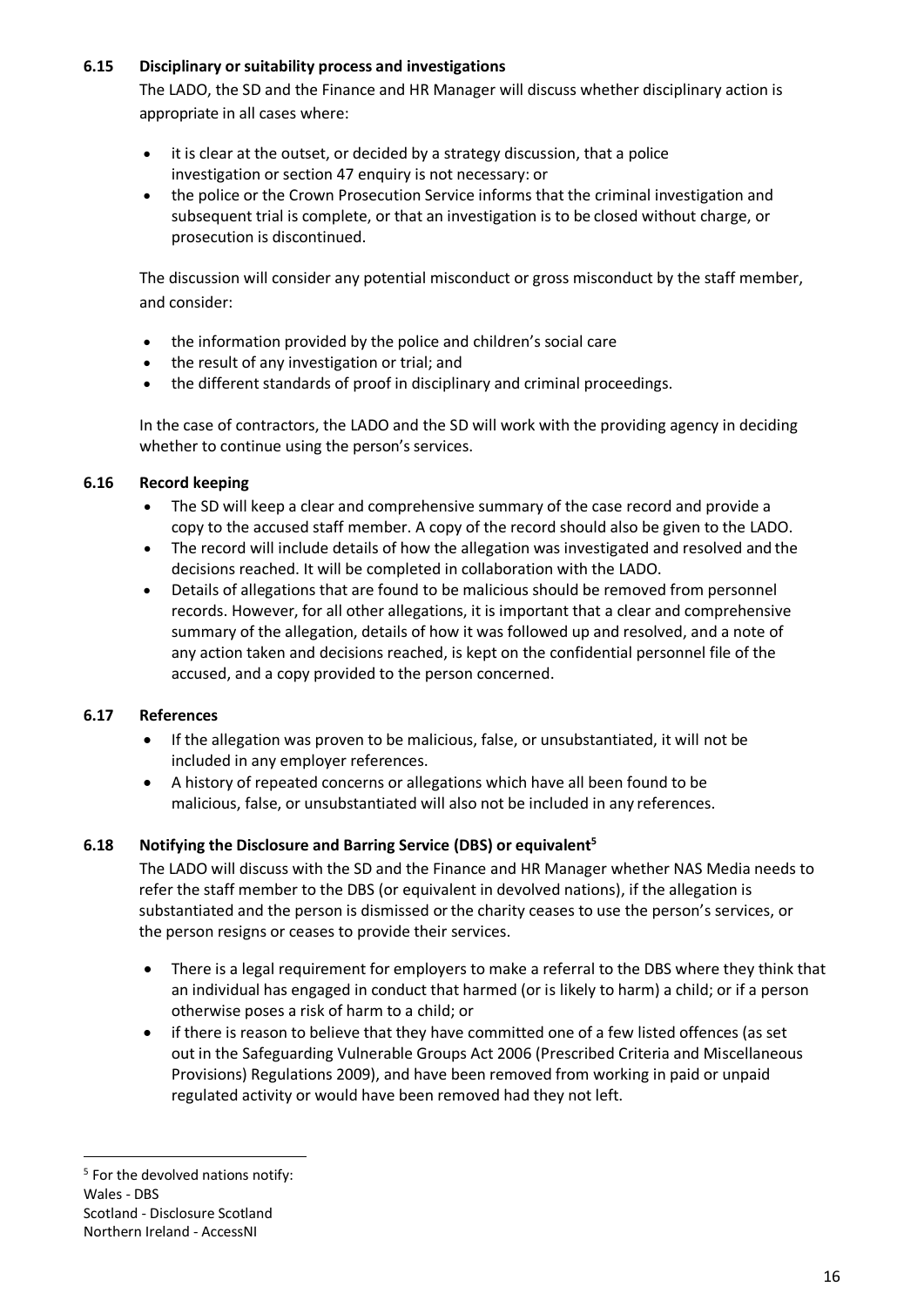### 6.15 Disciplinary or suitability process and investigations

The LADO, the SD and the Finance and HR Manager will discuss whether disciplinary action is appropriate in all cases where:

- it is clear at the outset, or decided by a strategy discussion, that a police investigation or section 47 enquiry is not necessary: or
- the police or the Crown Prosecution Service informs that the criminal investigation and subsequent trial is complete, or that an investigation is to be closed without charge, or prosecution is discontinued.

The discussion will consider any potential misconduct or gross misconduct by the staff member, and consider:

- the information provided by the police and children's social care
- the result of any investigation or trial; and
- the different standards of proof in disciplinary and criminal proceedings.

In the case of contractors, the LADO and the SD will work with the providing agency in deciding whether to continue using the person's services.

### 6.16 Record keeping

- The SD will keep a clear and comprehensive summary of the case record and provide a copy to the accused staff member. A copy of the record should also be given to the LADO.
- The record will include details of how the allegation was investigated and resolved and the decisions reached. It will be completed in collaboration with the LADO.
- Details of allegations that are found to be malicious should be removed from personnel records. However, for all other allegations, it is important that a clear and comprehensive summary of the allegation, details of how it was followed up and resolved, and a note of any action taken and decisions reached, is kept on the confidential personnel file of the accused, and a copy provided to the person concerned.

### 6.17 References

- If the allegation was proven to be malicious, false, or unsubstantiated, it will not be included in any employer references.
- A history of repeated concerns or allegations which have all been found to be malicious, false, or unsubstantiated will also not be included in any references.

### 6.18 Notifying the Disclosure and Barring Service (DBS) or equivalent[5]

The LADO will discuss with the SD and the Finance and HR Manager whether NAS Media needs to refer the staff member to the DBS (or equivalent in devolved nations), if the allegation is substantiated and the person is dismissed or the charity ceases to use the person's services, or the person resigns or ceases to provide their services.

- There is a legal requirement for employers to make a referral to the DBS where they think that an individual has engaged in conduct that harmed (or is likely to harm) a child; or if a person otherwise poses a risk of harm to a child; or
- if there is reason to believe that they have committed one of a few listed offences (as set out in the Safeguarding Vulnerable Groups Act 2006 (Prescribed Criteria and Miscellaneous Provisions) Regulations 2009), and have been removed from working in paid or unpaid regulated activity or would have been removed had they not left.

---

[5] For the devolved nations notify:
Wales - DBS
Scotland - Disclosure Scotland
Northern Ireland - AccessNI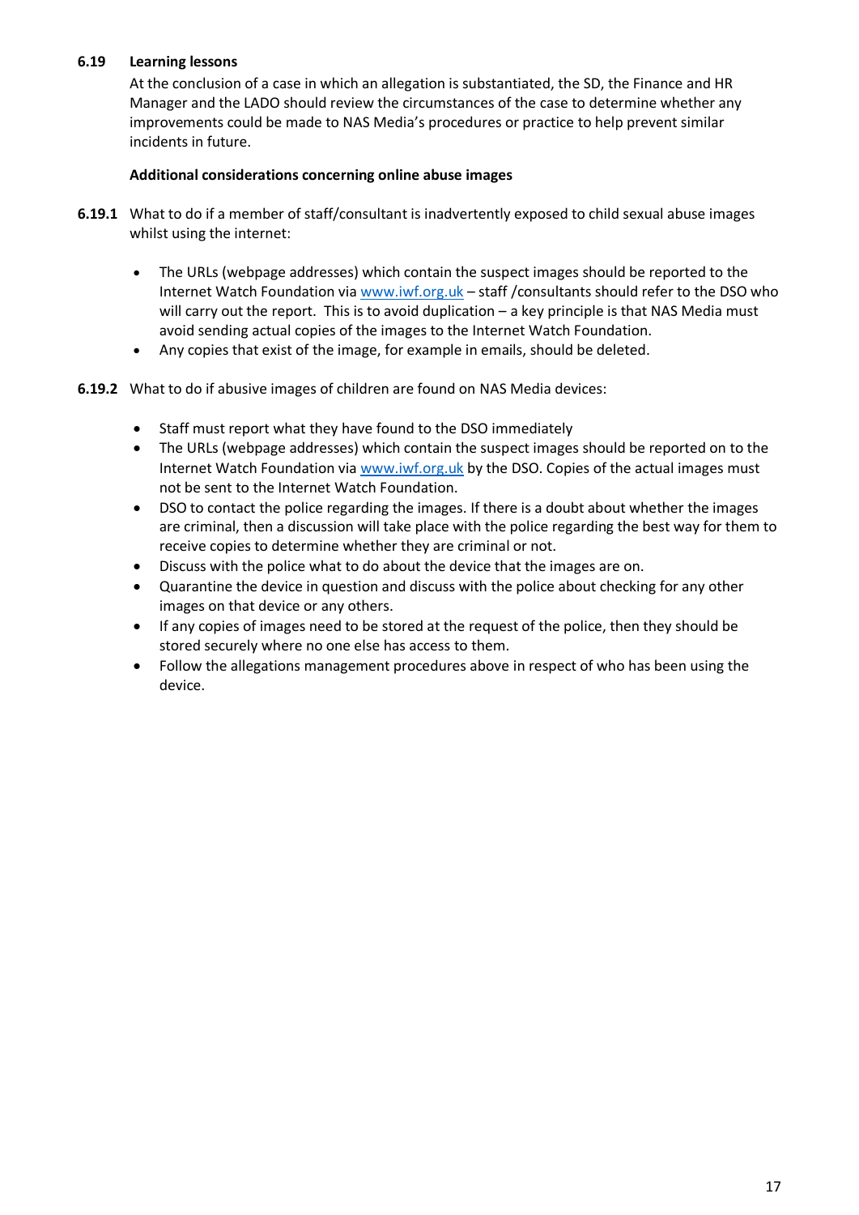### 6.19 Learning lessons

At the conclusion of a case in which an allegation is substantiated, the SD, the Finance and HR Manager and the LADO should review the circumstances of the case to determine whether any improvements could be made to NAS Media's procedures or practice to help prevent similar incidents in future.

**Additional considerations concerning online abuse images**

**6.19.1** What to do if a member of staff/consultant is inadvertently exposed to child sexual abuse images whilst using the internet:

- The URLs (webpage addresses) which contain the suspect images should be reported to the Internet Watch Foundation via [www.iwf.org.uk](http://www.iwf.org.uk) – staff /consultants should refer to the DSO who will carry out the report. This is to avoid duplication – a key principle is that NAS Media must avoid sending actual copies of the images to the Internet Watch Foundation.
- Any copies that exist of the image, for example in emails, should be deleted.

**6.19.2** What to do if abusive images of children are found on NAS Media devices:

- Staff must report what they have found to the DSO immediately
- The URLs (webpage addresses) which contain the suspect images should be reported on to the Internet Watch Foundation via [www.iwf.org.uk](http://www.iwf.org.uk) by the DSO. Copies of the actual images must not be sent to the Internet Watch Foundation.
- DSO to contact the police regarding the images. If there is a doubt about whether the images are criminal, then a discussion will take place with the police regarding the best way for them to receive copies to determine whether they are criminal or not.
- Discuss with the police what to do about the device that the images are on.
- Quarantine the device in question and discuss with the police about checking for any other images on that device or any others.
- If any copies of images need to be stored at the request of the police, then they should be stored securely where no one else has access to them.
- Follow the allegations management procedures above in respect of who has been using the device.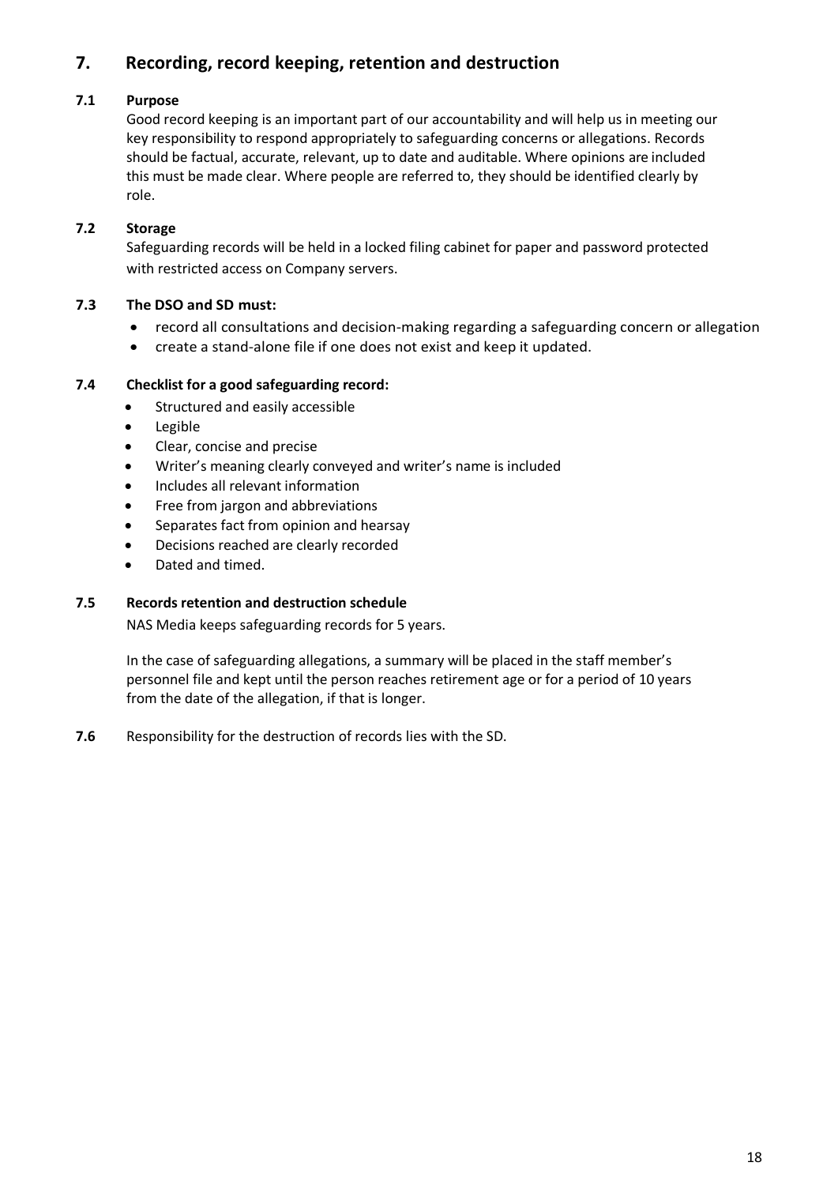## 7. Recording, record keeping, retention and destruction

### 7.1 Purpose

Good record keeping is an important part of our accountability and will help us in meeting our key responsibility to respond appropriately to safeguarding concerns or allegations. Records should be factual, accurate, relevant, up to date and auditable. Where opinions are included this must be made clear. Where people are referred to, they should be identified clearly by role.

### 7.2 Storage

Safeguarding records will be held in a locked filing cabinet for paper and password protected with restricted access on Company servers.

### 7.3 The DSO and SD must:

- record all consultations and decision-making regarding a safeguarding concern or allegation
- create a stand-alone file if one does not exist and keep it updated.

### 7.4 Checklist for a good safeguarding record:

- Structured and easily accessible
- Legible
- Clear, concise and precise
- Writer's meaning clearly conveyed and writer's name is included
- Includes all relevant information
- Free from jargon and abbreviations
- Separates fact from opinion and hearsay
- Decisions reached are clearly recorded
- Dated and timed.

### 7.5 Records retention and destruction schedule

NAS Media keeps safeguarding records for 5 years.

In the case of safeguarding allegations, a summary will be placed in the staff member's personnel file and kept until the person reaches retirement age or for a period of 10 years from the date of the allegation, if that is longer.

**7.6** Responsibility for the destruction of records lies with the SD.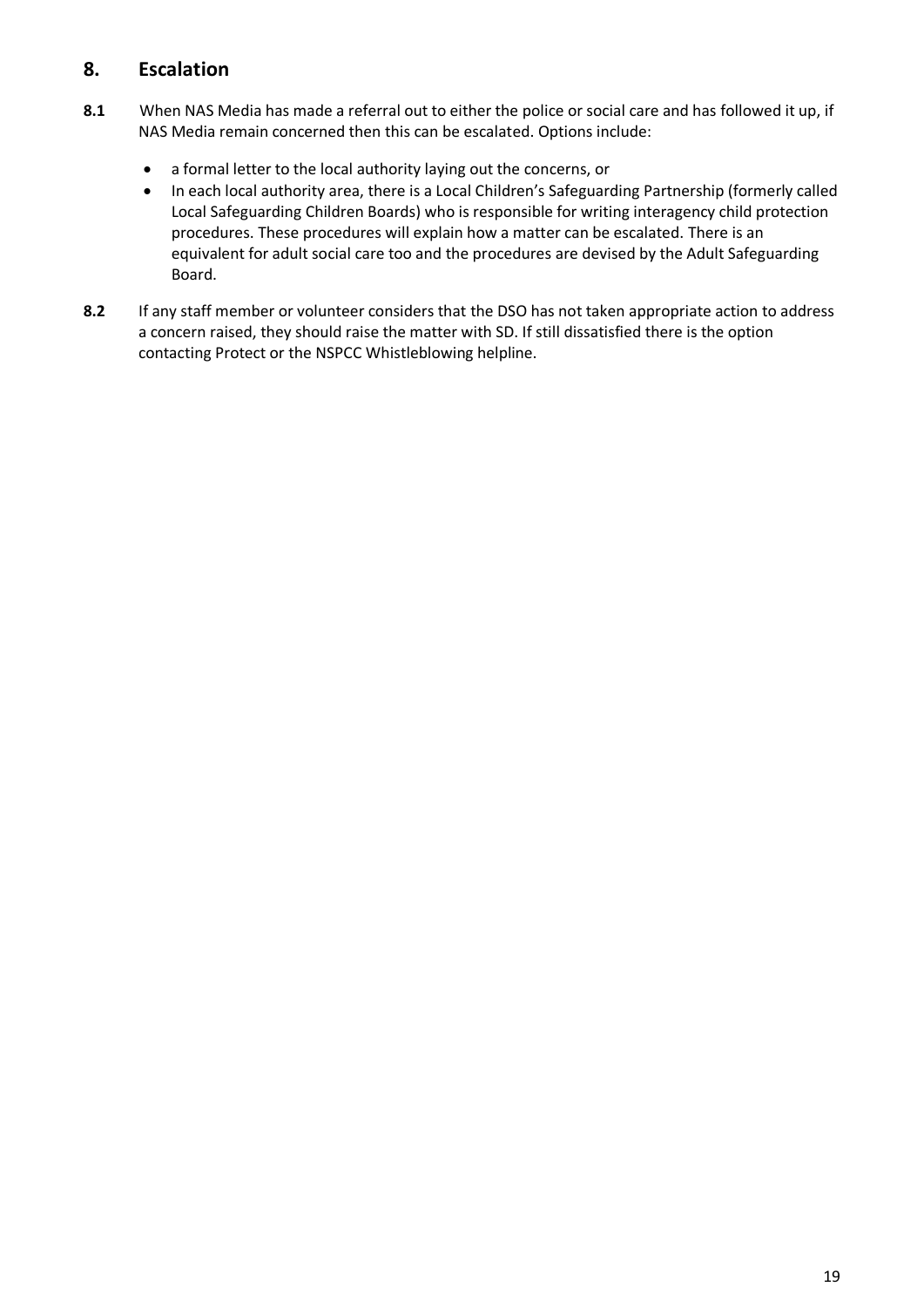## 8. Escalation

**8.1** When NAS Media has made a referral out to either the police or social care and has followed it up, if NAS Media remain concerned then this can be escalated. Options include:

- a formal letter to the local authority laying out the concerns, or
- In each local authority area, there is a Local Children's Safeguarding Partnership (formerly called Local Safeguarding Children Boards) who is responsible for writing interagency child protection procedures. These procedures will explain how a matter can be escalated. There is an equivalent for adult social care too and the procedures are devised by the Adult Safeguarding Board.

**8.2** If any staff member or volunteer considers that the DSO has not taken appropriate action to address a concern raised, they should raise the matter with SD. If still dissatisfied there is the option contacting Protect or the NSPCC Whistleblowing helpline.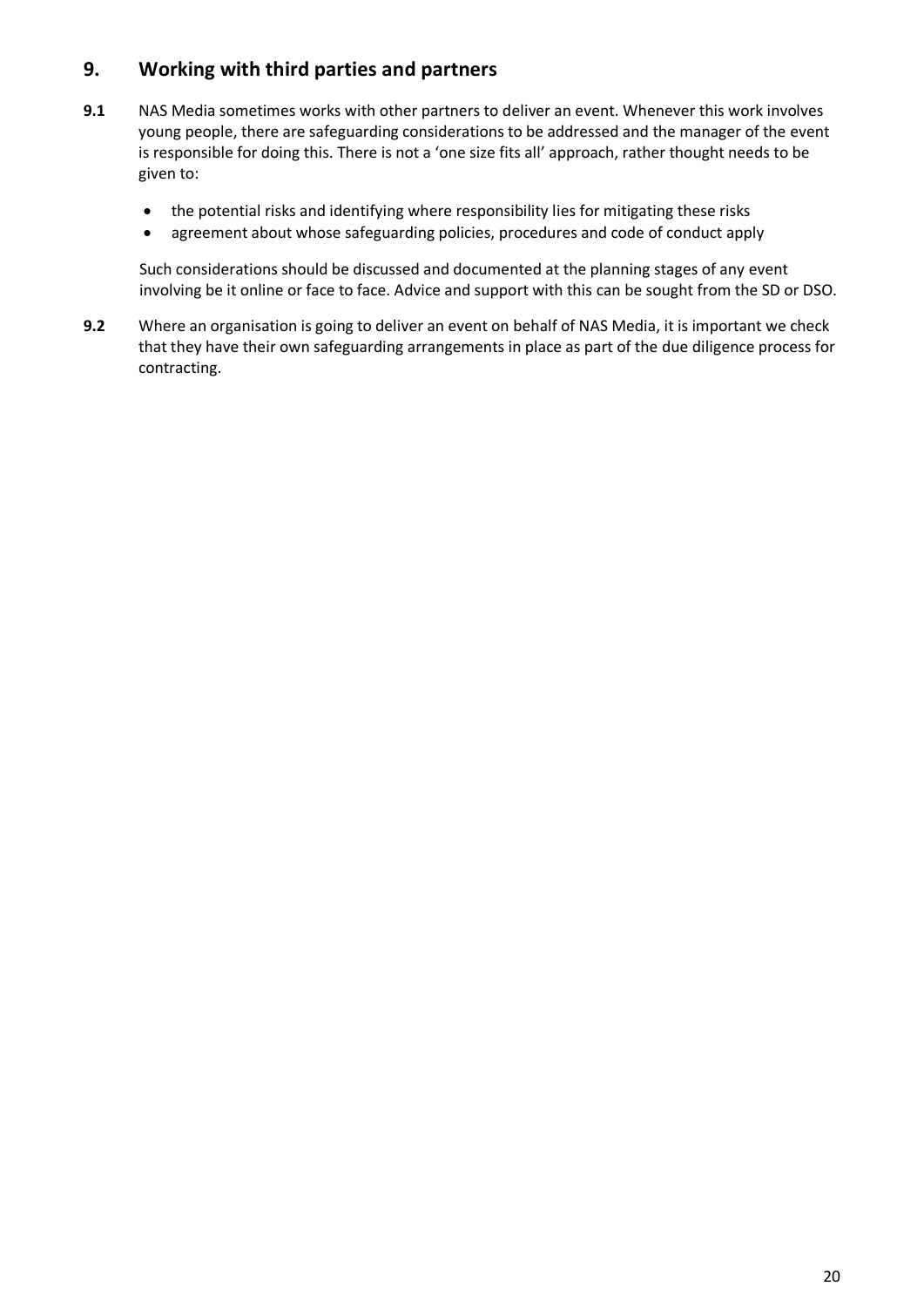## 9. Working with third parties and partners

**9.1** NAS Media sometimes works with other partners to deliver an event. Whenever this work involves young people, there are safeguarding considerations to be addressed and the manager of the event is responsible for doing this. There is not a 'one size fits all' approach, rather thought needs to be given to:

- the potential risks and identifying where responsibility lies for mitigating these risks
- agreement about whose safeguarding policies, procedures and code of conduct apply

Such considerations should be discussed and documented at the planning stages of any event involving be it online or face to face. Advice and support with this can be sought from the SD or DSO.

**9.2** Where an organisation is going to deliver an event on behalf of NAS Media, it is important we check that they have their own safeguarding arrangements in place as part of the due diligence process for contracting.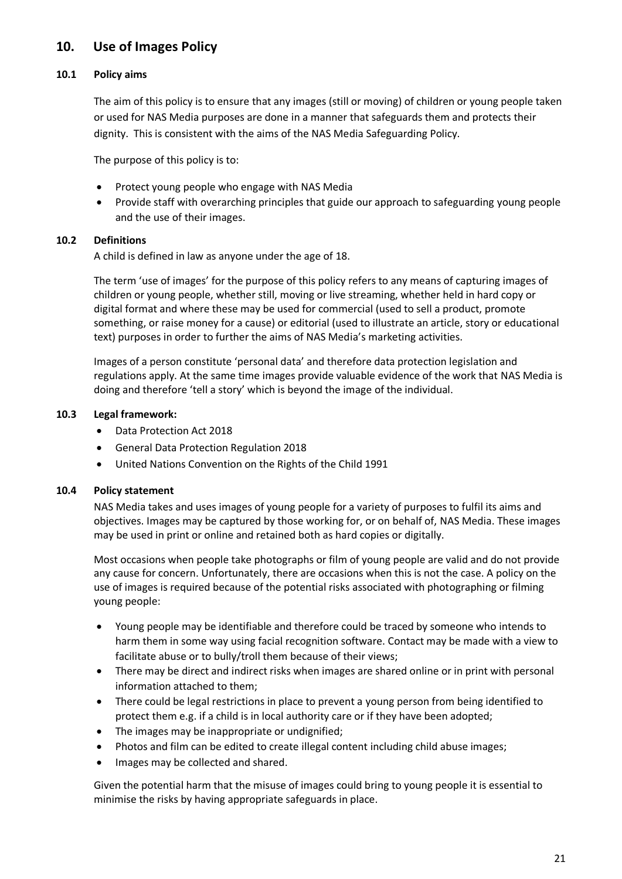## 10. Use of Images Policy

### 10.1 Policy aims

The aim of this policy is to ensure that any images (still or moving) of children or young people taken or used for NAS Media purposes are done in a manner that safeguards them and protects their dignity. This is consistent with the aims of the NAS Media Safeguarding Policy.

The purpose of this policy is to:

- Protect young people who engage with NAS Media
- Provide staff with overarching principles that guide our approach to safeguarding young people and the use of their images.

### 10.2 Definitions

A child is defined in law as anyone under the age of 18.

The term 'use of images' for the purpose of this policy refers to any means of capturing images of children or young people, whether still, moving or live streaming, whether held in hard copy or digital format and where these may be used for commercial (used to sell a product, promote something, or raise money for a cause) or editorial (used to illustrate an article, story or educational text) purposes in order to further the aims of NAS Media's marketing activities.

Images of a person constitute 'personal data' and therefore data protection legislation and regulations apply. At the same time images provide valuable evidence of the work that NAS Media is doing and therefore 'tell a story' which is beyond the image of the individual.

### 10.3 Legal framework:

- Data Protection Act 2018
- General Data Protection Regulation 2018
- United Nations Convention on the Rights of the Child 1991

### 10.4 Policy statement

NAS Media takes and uses images of young people for a variety of purposes to fulfil its aims and objectives. Images may be captured by those working for, or on behalf of, NAS Media. These images may be used in print or online and retained both as hard copies or digitally.

Most occasions when people take photographs or film of young people are valid and do not provide any cause for concern. Unfortunately, there are occasions when this is not the case. A policy on the use of images is required because of the potential risks associated with photographing or filming young people:

- Young people may be identifiable and therefore could be traced by someone who intends to harm them in some way using facial recognition software. Contact may be made with a view to facilitate abuse or to bully/troll them because of their views;
- There may be direct and indirect risks when images are shared online or in print with personal information attached to them;
- There could be legal restrictions in place to prevent a young person from being identified to protect them e.g. if a child is in local authority care or if they have been adopted;
- The images may be inappropriate or undignified;
- Photos and film can be edited to create illegal content including child abuse images;
- Images may be collected and shared.

Given the potential harm that the misuse of images could bring to young people it is essential to minimise the risks by having appropriate safeguards in place.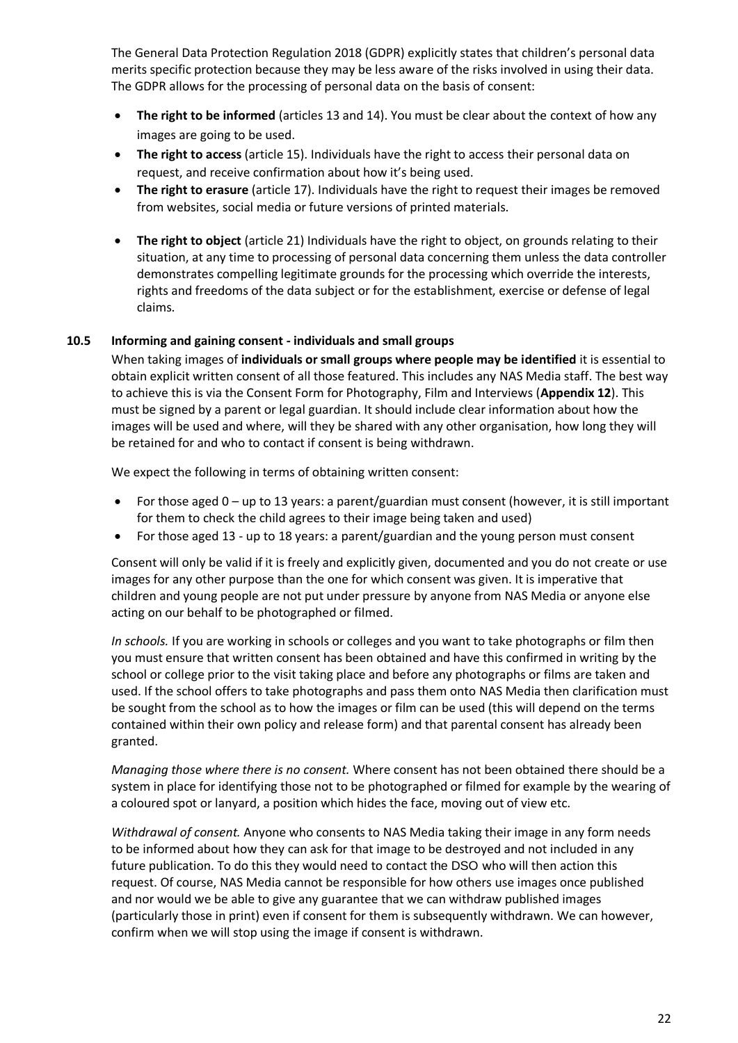The General Data Protection Regulation 2018 (GDPR) explicitly states that children's personal data merits specific protection because they may be less aware of the risks involved in using their data. The GDPR allows for the processing of personal data on the basis of consent:

- **The right to be informed** (articles 13 and 14). You must be clear about the context of how any images are going to be used.
- **The right to access** (article 15). Individuals have the right to access their personal data on request, and receive confirmation about how it's being used.
- **The right to erasure** (article 17). Individuals have the right to request their images be removed from websites, social media or future versions of printed materials.
- **The right to object** (article 21) Individuals have the right to object, on grounds relating to their situation, at any time to processing of personal data concerning them unless the data controller demonstrates compelling legitimate grounds for the processing which override the interests, rights and freedoms of the data subject or for the establishment, exercise or defense of legal claims.

### 10.5 Informing and gaining consent - individuals and small groups

When taking images of **individuals or small groups where people may be identified** it is essential to obtain explicit written consent of all those featured. This includes any NAS Media staff. The best way to achieve this is via the Consent Form for Photography, Film and Interviews (**Appendix 12**). This must be signed by a parent or legal guardian. It should include clear information about how the images will be used and where, will they be shared with any other organisation, how long they will be retained for and who to contact if consent is being withdrawn.

We expect the following in terms of obtaining written consent:

- For those aged 0 – up to 13 years: a parent/guardian must consent (however, it is still important for them to check the child agrees to their image being taken and used)
- For those aged 13 - up to 18 years: a parent/guardian and the young person must consent

Consent will only be valid if it is freely and explicitly given, documented and you do not create or use images for any other purpose than the one for which consent was given. It is imperative that children and young people are not put under pressure by anyone from NAS Media or anyone else acting on our behalf to be photographed or filmed.

*In schools.* If you are working in schools or colleges and you want to take photographs or film then you must ensure that written consent has been obtained and have this confirmed in writing by the school or college prior to the visit taking place and before any photographs or films are taken and used. If the school offers to take photographs and pass them onto NAS Media then clarification must be sought from the school as to how the images or film can be used (this will depend on the terms contained within their own policy and release form) and that parental consent has already been granted.

*Managing those where there is no consent.* Where consent has not been obtained there should be a system in place for identifying those not to be photographed or filmed for example by the wearing of a coloured spot or lanyard, a position which hides the face, moving out of view etc.

*Withdrawal of consent.* Anyone who consents to NAS Media taking their image in any form needs to be informed about how they can ask for that image to be destroyed and not included in any future publication. To do this they would need to contact the DSO who will then action this request. Of course, NAS Media cannot be responsible for how others use images once published and nor would we be able to give any guarantee that we can withdraw published images (particularly those in print) even if consent for them is subsequently withdrawn. We can however, confirm when we will stop using the image if consent is withdrawn.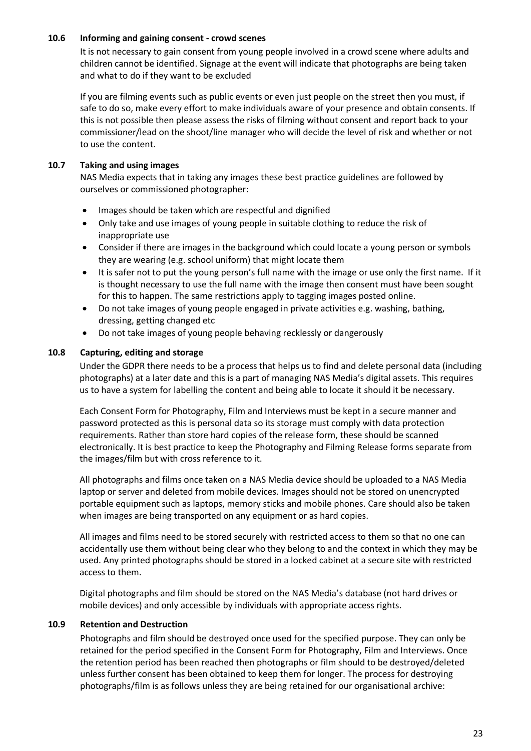### 10.6 Informing and gaining consent - crowd scenes

It is not necessary to gain consent from young people involved in a crowd scene where adults and children cannot be identified. Signage at the event will indicate that photographs are being taken and what to do if they want to be excluded

If you are filming events such as public events or even just people on the street then you must, if safe to do so, make every effort to make individuals aware of your presence and obtain consents. If this is not possible then please assess the risks of filming without consent and report back to your commissioner/lead on the shoot/line manager who will decide the level of risk and whether or not to use the content.

### 10.7 Taking and using images

NAS Media expects that in taking any images these best practice guidelines are followed by ourselves or commissioned photographer:

- Images should be taken which are respectful and dignified
- Only take and use images of young people in suitable clothing to reduce the risk of inappropriate use
- Consider if there are images in the background which could locate a young person or symbols they are wearing (e.g. school uniform) that might locate them
- It is safer not to put the young person's full name with the image or use only the first name. If it is thought necessary to use the full name with the image then consent must have been sought for this to happen. The same restrictions apply to tagging images posted online.
- Do not take images of young people engaged in private activities e.g. washing, bathing, dressing, getting changed etc
- Do not take images of young people behaving recklessly or dangerously

### 10.8 Capturing, editing and storage

Under the GDPR there needs to be a process that helps us to find and delete personal data (including photographs) at a later date and this is a part of managing NAS Media's digital assets. This requires us to have a system for labelling the content and being able to locate it should it be necessary.

Each Consent Form for Photography, Film and Interviews must be kept in a secure manner and password protected as this is personal data so its storage must comply with data protection requirements. Rather than store hard copies of the release form, these should be scanned electronically. It is best practice to keep the Photography and Filming Release forms separate from the images/film but with cross reference to it.

All photographs and films once taken on a NAS Media device should be uploaded to a NAS Media laptop or server and deleted from mobile devices. Images should not be stored on unencrypted portable equipment such as laptops, memory sticks and mobile phones. Care should also be taken when images are being transported on any equipment or as hard copies.

All images and films need to be stored securely with restricted access to them so that no one can accidentally use them without being clear who they belong to and the context in which they may be used. Any printed photographs should be stored in a locked cabinet at a secure site with restricted access to them.

Digital photographs and film should be stored on the NAS Media's database (not hard drives or mobile devices) and only accessible by individuals with appropriate access rights.

### 10.9 Retention and Destruction

Photographs and film should be destroyed once used for the specified purpose. They can only be retained for the period specified in the Consent Form for Photography, Film and Interviews. Once the retention period has been reached then photographs or film should to be destroyed/deleted unless further consent has been obtained to keep them for longer. The process for destroying photographs/film is as follows unless they are being retained for our organisational archive: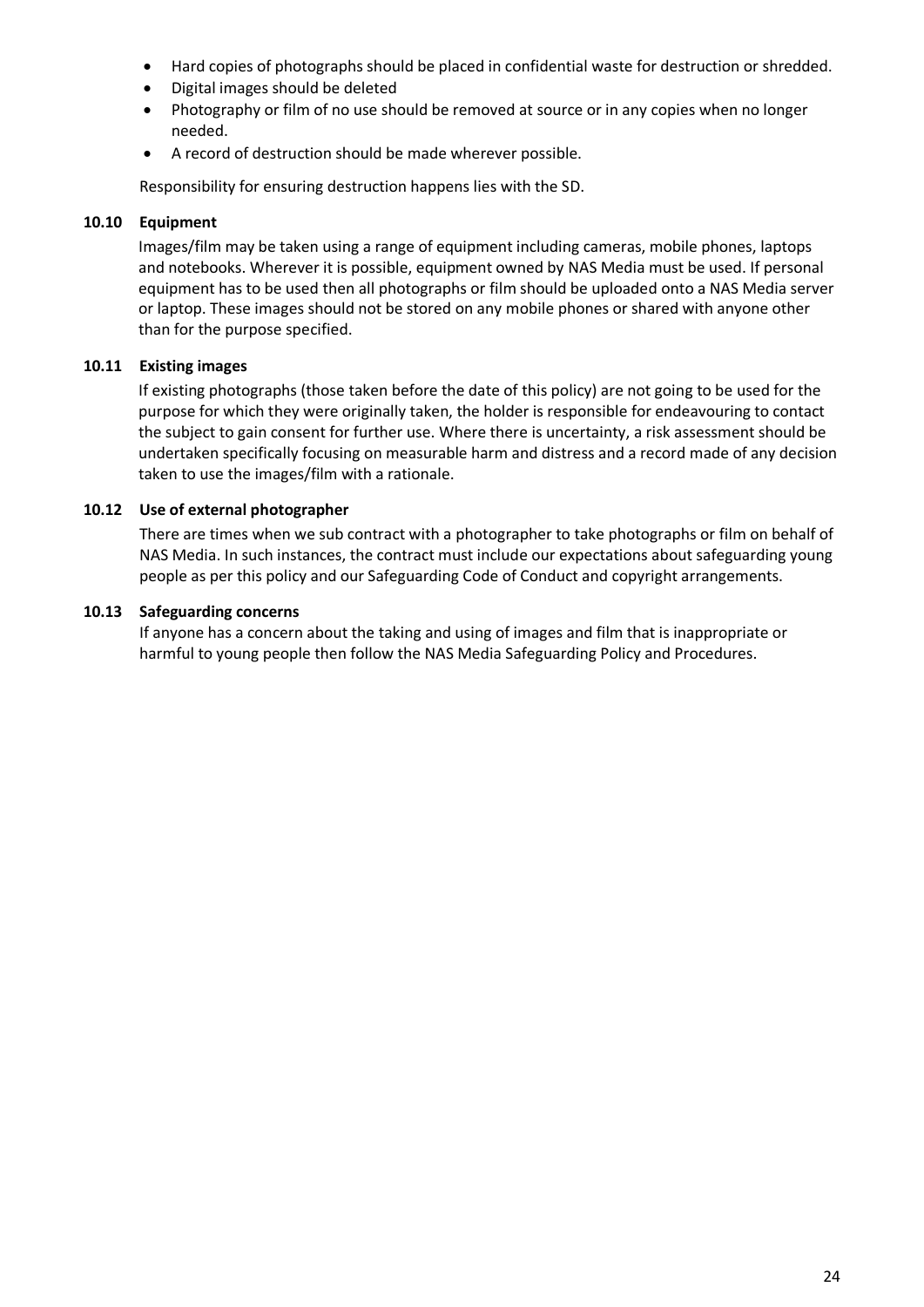- Hard copies of photographs should be placed in confidential waste for destruction or shredded.
- Digital images should be deleted
- Photography or film of no use should be removed at source or in any copies when no longer needed.
- A record of destruction should be made wherever possible.

Responsibility for ensuring destruction happens lies with the SD.

### 10.10 Equipment

Images/film may be taken using a range of equipment including cameras, mobile phones, laptops and notebooks. Wherever it is possible, equipment owned by NAS Media must be used. If personal equipment has to be used then all photographs or film should be uploaded onto a NAS Media server or laptop. These images should not be stored on any mobile phones or shared with anyone other than for the purpose specified.

### 10.11 Existing images

If existing photographs (those taken before the date of this policy) are not going to be used for the purpose for which they were originally taken, the holder is responsible for endeavouring to contact the subject to gain consent for further use. Where there is uncertainty, a risk assessment should be undertaken specifically focusing on measurable harm and distress and a record made of any decision taken to use the images/film with a rationale.

### 10.12 Use of external photographer

There are times when we sub contract with a photographer to take photographs or film on behalf of NAS Media. In such instances, the contract must include our expectations about safeguarding young people as per this policy and our Safeguarding Code of Conduct and copyright arrangements.

### 10.13 Safeguarding concerns

If anyone has a concern about the taking and using of images and film that is inappropriate or harmful to young people then follow the NAS Media Safeguarding Policy and Procedures.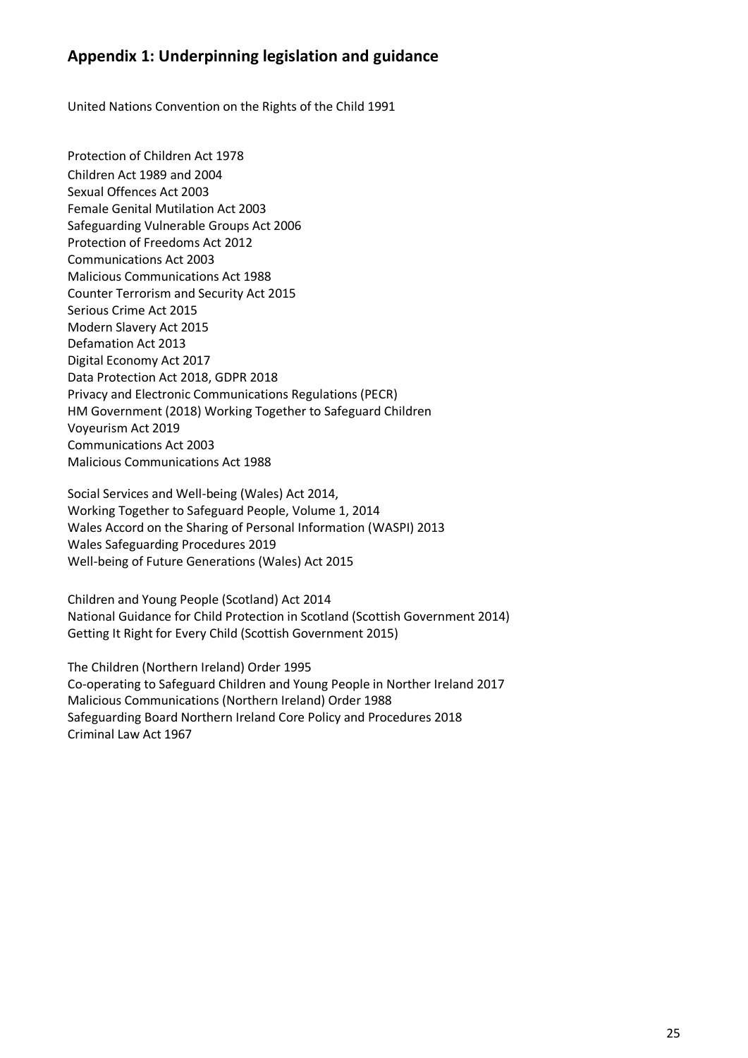## Appendix 1: Underpinning legislation and guidance

United Nations Convention on the Rights of the Child 1991

Protection of Children Act 1978
Children Act 1989 and 2004
Sexual Offences Act 2003
Female Genital Mutilation Act 2003
Safeguarding Vulnerable Groups Act 2006
Protection of Freedoms Act 2012
Communications Act 2003
Malicious Communications Act 1988
Counter Terrorism and Security Act 2015
Serious Crime Act 2015
Modern Slavery Act 2015
Defamation Act 2013
Digital Economy Act 2017
Data Protection Act 2018, GDPR 2018
Privacy and Electronic Communications Regulations (PECR)
HM Government (2018) Working Together to Safeguard Children
Voyeurism Act 2019
Communications Act 2003
Malicious Communications Act 1988

Social Services and Well-being (Wales) Act 2014,
Working Together to Safeguard People, Volume 1, 2014
Wales Accord on the Sharing of Personal Information (WASPI) 2013
Wales Safeguarding Procedures 2019
Well-being of Future Generations (Wales) Act 2015

Children and Young People (Scotland) Act 2014
National Guidance for Child Protection in Scotland (Scottish Government 2014)
Getting It Right for Every Child (Scottish Government 2015)

The Children (Northern Ireland) Order 1995
Co-operating to Safeguard Children and Young People in Norther Ireland 2017
Malicious Communications (Northern Ireland) Order 1988
Safeguarding Board Northern Ireland Core Policy and Procedures 2018
Criminal Law Act 1967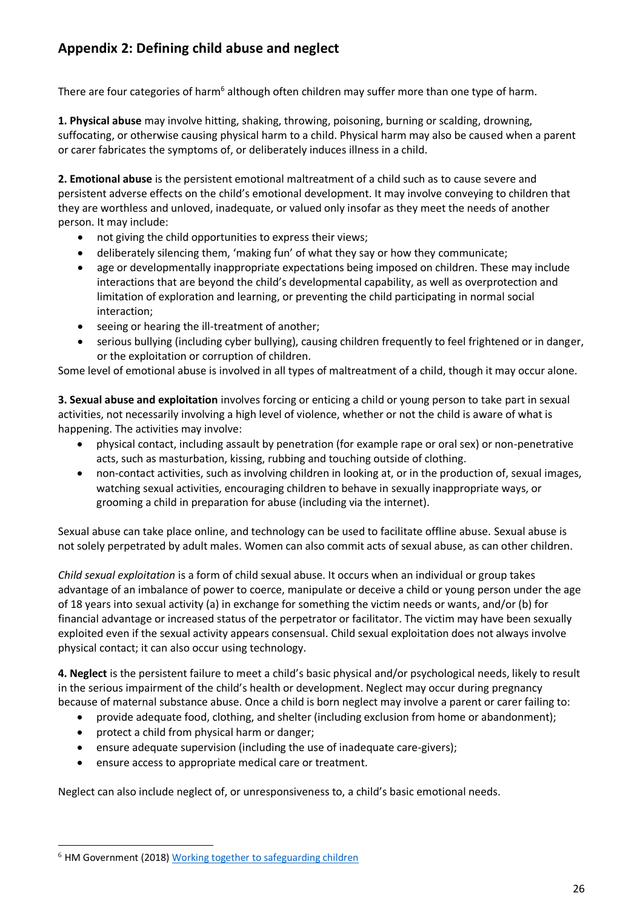## Appendix 2: Defining child abuse and neglect

There are four categories of harm[6] although often children may suffer more than one type of harm.

**1. Physical abuse** may involve hitting, shaking, throwing, poisoning, burning or scalding, drowning, suffocating, or otherwise causing physical harm to a child. Physical harm may also be caused when a parent or carer fabricates the symptoms of, or deliberately induces illness in a child.

**2. Emotional abuse** is the persistent emotional maltreatment of a child such as to cause severe and persistent adverse effects on the child's emotional development. It may involve conveying to children that they are worthless and unloved, inadequate, or valued only insofar as they meet the needs of another person. It may include:

- not giving the child opportunities to express their views;
- deliberately silencing them, 'making fun' of what they say or how they communicate;
- age or developmentally inappropriate expectations being imposed on children. These may include interactions that are beyond the child's developmental capability, as well as overprotection and limitation of exploration and learning, or preventing the child participating in normal social interaction;
- seeing or hearing the ill-treatment of another;
- serious bullying (including cyber bullying), causing children frequently to feel frightened or in danger, or the exploitation or corruption of children.

Some level of emotional abuse is involved in all types of maltreatment of a child, though it may occur alone.

**3. Sexual abuse and exploitation** involves forcing or enticing a child or young person to take part in sexual activities, not necessarily involving a high level of violence, whether or not the child is aware of what is happening. The activities may involve:

- physical contact, including assault by penetration (for example rape or oral sex) or non-penetrative acts, such as masturbation, kissing, rubbing and touching outside of clothing.
- non-contact activities, such as involving children in looking at, or in the production of, sexual images, watching sexual activities, encouraging children to behave in sexually inappropriate ways, or grooming a child in preparation for abuse (including via the internet).

Sexual abuse can take place online, and technology can be used to facilitate offline abuse. Sexual abuse is not solely perpetrated by adult males. Women can also commit acts of sexual abuse, as can other children.

*Child sexual exploitation* is a form of child sexual abuse. It occurs when an individual or group takes advantage of an imbalance of power to coerce, manipulate or deceive a child or young person under the age of 18 years into sexual activity (a) in exchange for something the victim needs or wants, and/or (b) for financial advantage or increased status of the perpetrator or facilitator. The victim may have been sexually exploited even if the sexual activity appears consensual. Child sexual exploitation does not always involve physical contact; it can also occur using technology.

**4. Neglect** is the persistent failure to meet a child's basic physical and/or psychological needs, likely to result in the serious impairment of the child's health or development. Neglect may occur during pregnancy because of maternal substance abuse. Once a child is born neglect may involve a parent or carer failing to:

- provide adequate food, clothing, and shelter (including exclusion from home or abandonment);
- protect a child from physical harm or danger;
- ensure adequate supervision (including the use of inadequate care-givers);
- ensure access to appropriate medical care or treatment.

Neglect can also include neglect of, or unresponsiveness to, a child's basic emotional needs.

---

[6] HM Government (2018) Working together to safeguarding children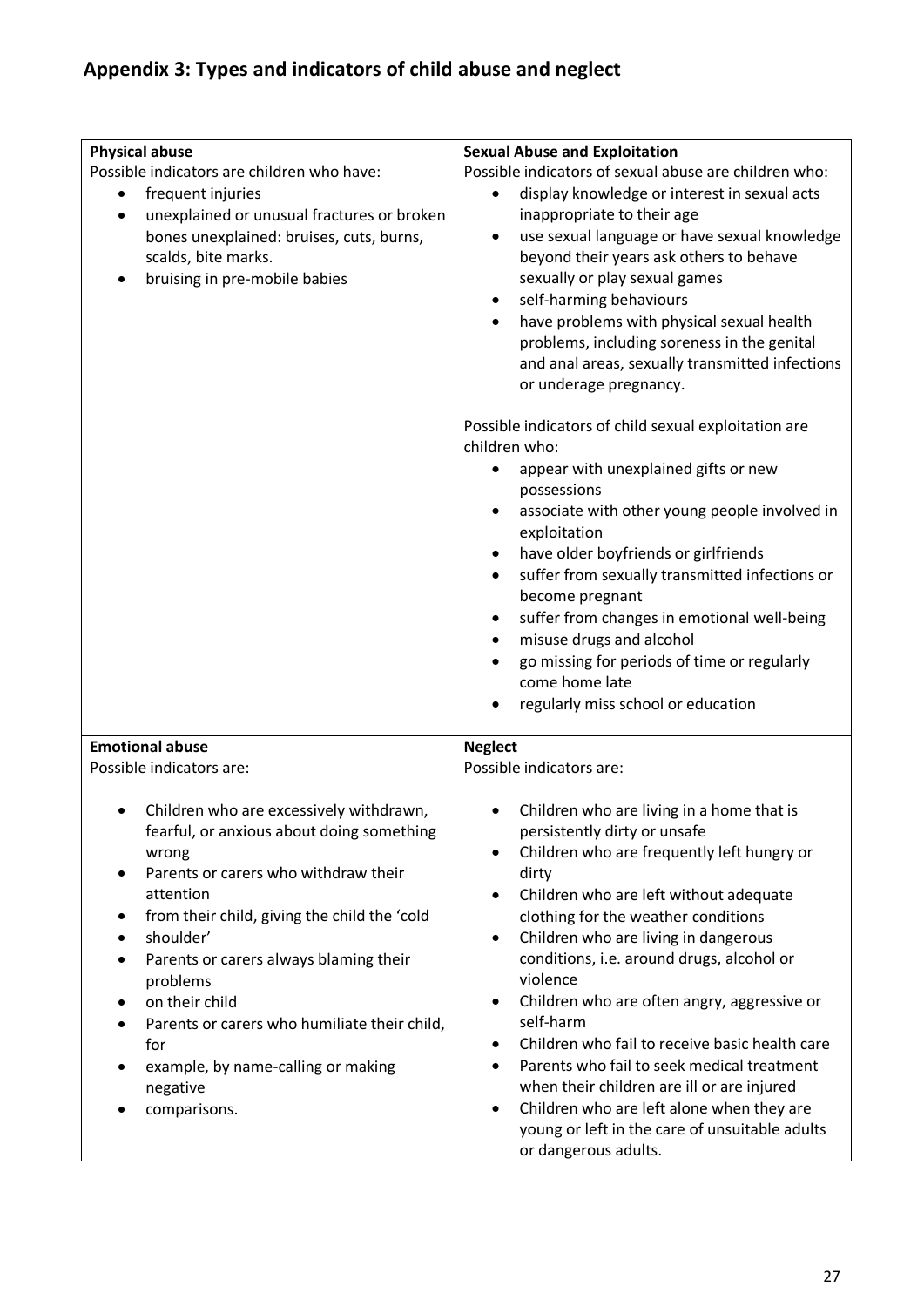## Appendix 3: Types and indicators of child abuse and neglect

**Physical abuse**

Possible indicators are children who have:

- frequent injuries
- unexplained or unusual fractures or broken bones unexplained: bruises, cuts, burns, scalds, bite marks.
- bruising in pre-mobile babies

**Sexual Abuse and Exploitation**

Possible indicators of sexual abuse are children who:

- display knowledge or interest in sexual acts inappropriate to their age
- use sexual language or have sexual knowledge beyond their years ask others to behave sexually or play sexual games
- self-harming behaviours
- have problems with physical sexual health problems, including soreness in the genital and anal areas, sexually transmitted infections or underage pregnancy.

Possible indicators of child sexual exploitation are children who:

- appear with unexplained gifts or new possessions
- associate with other young people involved in exploitation
- have older boyfriends or girlfriends
- suffer from sexually transmitted infections or become pregnant
- suffer from changes in emotional well-being
- misuse drugs and alcohol
- go missing for periods of time or regularly come home late
- regularly miss school or education

**Emotional abuse**

Possible indicators are:

- Children who are excessively withdrawn, fearful, or anxious about doing something wrong
- Parents or carers who withdraw their attention
- from their child, giving the child the 'cold
- shoulder'
- Parents or carers always blaming their problems
- on their child
- Parents or carers who humiliate their child, for
- example, by name-calling or making negative
- comparisons.

**Neglect**

Possible indicators are:

- Children who are living in a home that is persistently dirty or unsafe
- Children who are frequently left hungry or dirty
- Children who are left without adequate clothing for the weather conditions
- Children who are living in dangerous conditions, i.e. around drugs, alcohol or violence
- Children who are often angry, aggressive or self-harm
- Children who fail to receive basic health care
- Parents who fail to seek medical treatment when their children are ill or are injured
- Children who are left alone when they are young or left in the care of unsuitable adults or dangerous adults.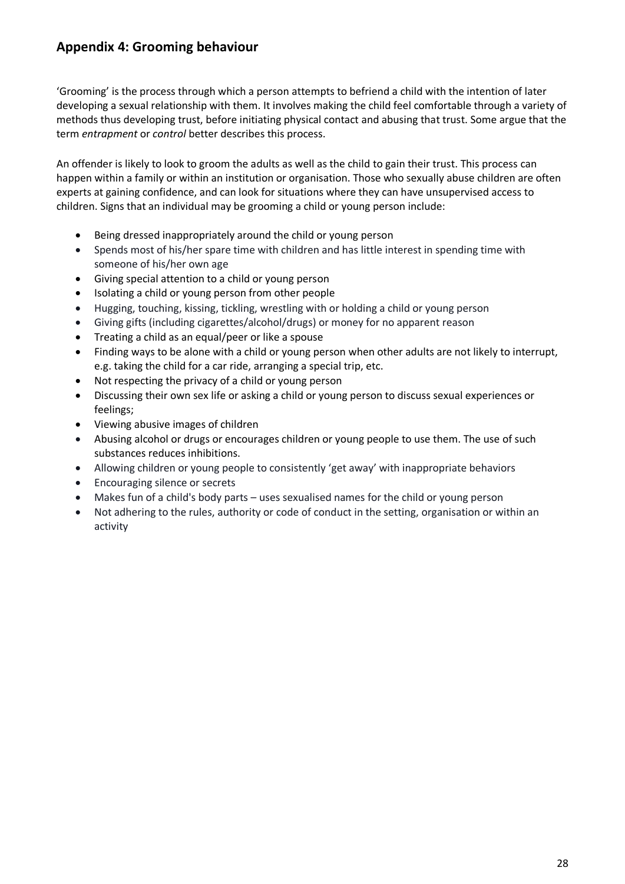## Appendix 4: Grooming behaviour

'Grooming' is the process through which a person attempts to befriend a child with the intention of later developing a sexual relationship with them. It involves making the child feel comfortable through a variety of methods thus developing trust, before initiating physical contact and abusing that trust. Some argue that the term *entrapment* or *control* better describes this process.

An offender is likely to look to groom the adults as well as the child to gain their trust. This process can happen within a family or within an institution or organisation. Those who sexually abuse children are often experts at gaining confidence, and can look for situations where they can have unsupervised access to children. Signs that an individual may be grooming a child or young person include:

- Being dressed inappropriately around the child or young person
- Spends most of his/her spare time with children and has little interest in spending time with someone of his/her own age
- Giving special attention to a child or young person
- Isolating a child or young person from other people
- Hugging, touching, kissing, tickling, wrestling with or holding a child or young person
- Giving gifts (including cigarettes/alcohol/drugs) or money for no apparent reason
- Treating a child as an equal/peer or like a spouse
- Finding ways to be alone with a child or young person when other adults are not likely to interrupt, e.g. taking the child for a car ride, arranging a special trip, etc.
- Not respecting the privacy of a child or young person
- Discussing their own sex life or asking a child or young person to discuss sexual experiences or feelings;
- Viewing abusive images of children
- Abusing alcohol or drugs or encourages children or young people to use them. The use of such substances reduces inhibitions.
- Allowing children or young people to consistently 'get away' with inappropriate behaviors
- Encouraging silence or secrets
- Makes fun of a child's body parts – uses sexualised names for the child or young person
- Not adhering to the rules, authority or code of conduct in the setting, organisation or within an activity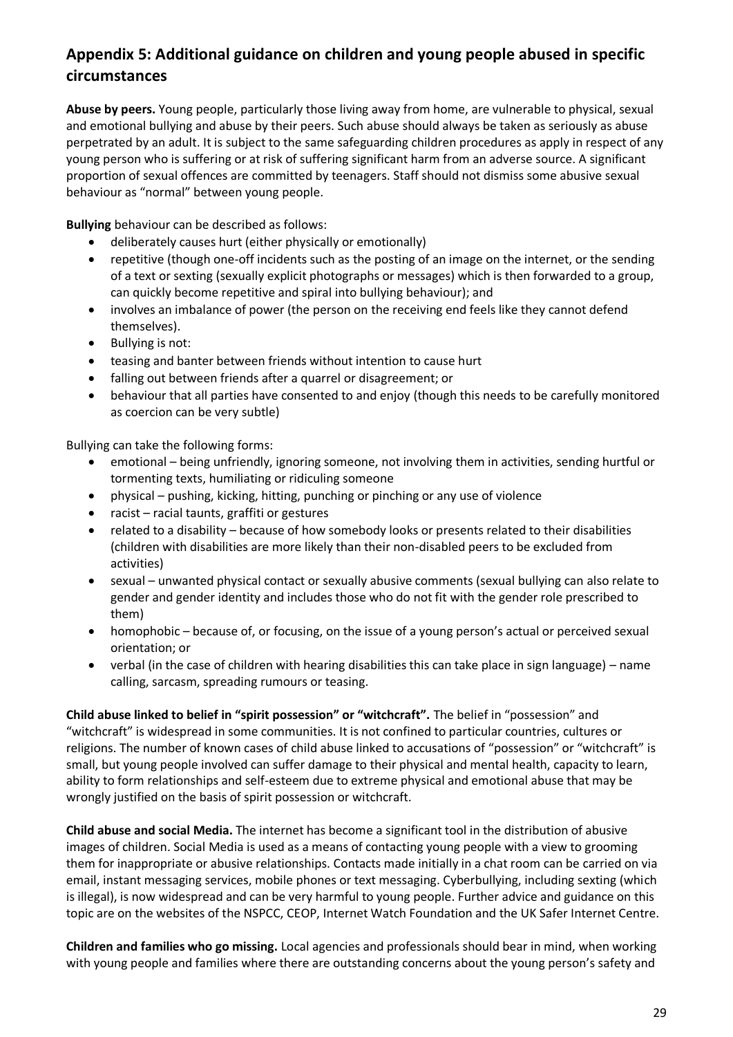## Appendix 5: Additional guidance on children and young people abused in specific circumstances

**Abuse by peers.** Young people, particularly those living away from home, are vulnerable to physical, sexual and emotional bullying and abuse by their peers. Such abuse should always be taken as seriously as abuse perpetrated by an adult. It is subject to the same safeguarding children procedures as apply in respect of any young person who is suffering or at risk of suffering significant harm from an adverse source. A significant proportion of sexual offences are committed by teenagers. Staff should not dismiss some abusive sexual behaviour as "normal" between young people.

**Bullying** behaviour can be described as follows:

- deliberately causes hurt (either physically or emotionally)
- repetitive (though one-off incidents such as the posting of an image on the internet, or the sending of a text or sexting (sexually explicit photographs or messages) which is then forwarded to a group, can quickly become repetitive and spiral into bullying behaviour); and
- involves an imbalance of power (the person on the receiving end feels like they cannot defend themselves).
- Bullying is not:
- teasing and banter between friends without intention to cause hurt
- falling out between friends after a quarrel or disagreement; or
- behaviour that all parties have consented to and enjoy (though this needs to be carefully monitored as coercion can be very subtle)

Bullying can take the following forms:

- emotional – being unfriendly, ignoring someone, not involving them in activities, sending hurtful or tormenting texts, humiliating or ridiculing someone
- physical – pushing, kicking, hitting, punching or pinching or any use of violence
- racist – racial taunts, graffiti or gestures
- related to a disability – because of how somebody looks or presents related to their disabilities (children with disabilities are more likely than their non-disabled peers to be excluded from activities)
- sexual – unwanted physical contact or sexually abusive comments (sexual bullying can also relate to gender and gender identity and includes those who do not fit with the gender role prescribed to them)
- homophobic – because of, or focusing, on the issue of a young person's actual or perceived sexual orientation; or
- verbal (in the case of children with hearing disabilities this can take place in sign language) – name calling, sarcasm, spreading rumours or teasing.

**Child abuse linked to belief in "spirit possession" or "witchcraft".** The belief in "possession" and "witchcraft" is widespread in some communities. It is not confined to particular countries, cultures or religions. The number of known cases of child abuse linked to accusations of "possession" or "witchcraft" is small, but young people involved can suffer damage to their physical and mental health, capacity to learn, ability to form relationships and self-esteem due to extreme physical and emotional abuse that may be wrongly justified on the basis of spirit possession or witchcraft.

**Child abuse and social Media.** The internet has become a significant tool in the distribution of abusive images of children. Social Media is used as a means of contacting young people with a view to grooming them for inappropriate or abusive relationships. Contacts made initially in a chat room can be carried on via email, instant messaging services, mobile phones or text messaging. Cyberbullying, including sexting (which is illegal), is now widespread and can be very harmful to young people. Further advice and guidance on this topic are on the websites of the NSPCC, CEOP, Internet Watch Foundation and the UK Safer Internet Centre.

**Children and families who go missing.** Local agencies and professionals should bear in mind, when working with young people and families where there are outstanding concerns about the young person's safety and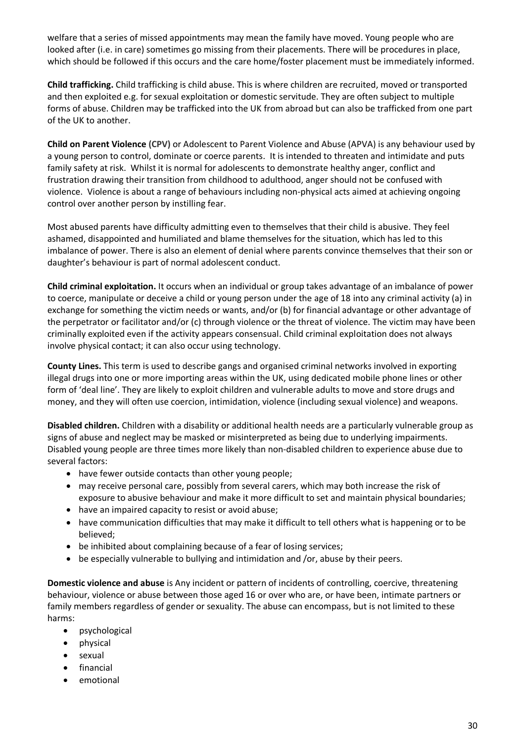welfare that a series of missed appointments may mean the family have moved. Young people who are looked after (i.e. in care) sometimes go missing from their placements. There will be procedures in place, which should be followed if this occurs and the care home/foster placement must be immediately informed.

**Child trafficking.** Child trafficking is child abuse. This is where children are recruited, moved or transported and then exploited e.g. for sexual exploitation or domestic servitude. They are often subject to multiple forms of abuse. Children may be trafficked into the UK from abroad but can also be trafficked from one part of the UK to another.

**Child on Parent Violence (CPV)** or Adolescent to Parent Violence and Abuse (APVA) is any behaviour used by a young person to control, dominate or coerce parents. It is intended to threaten and intimidate and puts family safety at risk. Whilst it is normal for adolescents to demonstrate healthy anger, conflict and frustration drawing their transition from childhood to adulthood, anger should not be confused with violence. Violence is about a range of behaviours including non-physical acts aimed at achieving ongoing control over another person by instilling fear.

Most abused parents have difficulty admitting even to themselves that their child is abusive. They feel ashamed, disappointed and humiliated and blame themselves for the situation, which has led to this imbalance of power. There is also an element of denial where parents convince themselves that their son or daughter's behaviour is part of normal adolescent conduct.

**Child criminal exploitation.** It occurs when an individual or group takes advantage of an imbalance of power to coerce, manipulate or deceive a child or young person under the age of 18 into any criminal activity (a) in exchange for something the victim needs or wants, and/or (b) for financial advantage or other advantage of the perpetrator or facilitator and/or (c) through violence or the threat of violence. The victim may have been criminally exploited even if the activity appears consensual. Child criminal exploitation does not always involve physical contact; it can also occur using technology.

**County Lines.** This term is used to describe gangs and organised criminal networks involved in exporting illegal drugs into one or more importing areas within the UK, using dedicated mobile phone lines or other form of 'deal line'. They are likely to exploit children and vulnerable adults to move and store drugs and money, and they will often use coercion, intimidation, violence (including sexual violence) and weapons.

**Disabled children.** Children with a disability or additional health needs are a particularly vulnerable group as signs of abuse and neglect may be masked or misinterpreted as being due to underlying impairments. Disabled young people are three times more likely than non-disabled children to experience abuse due to several factors:

- have fewer outside contacts than other young people;
- may receive personal care, possibly from several carers, which may both increase the risk of exposure to abusive behaviour and make it more difficult to set and maintain physical boundaries;
- have an impaired capacity to resist or avoid abuse;
- have communication difficulties that may make it difficult to tell others what is happening or to be believed;
- be inhibited about complaining because of a fear of losing services;
- be especially vulnerable to bullying and intimidation and /or, abuse by their peers.

**Domestic violence and abuse** is Any incident or pattern of incidents of controlling, coercive, threatening behaviour, violence or abuse between those aged 16 or over who are, or have been, intimate partners or family members regardless of gender or sexuality. The abuse can encompass, but is not limited to these harms:

- psychological
- physical
- sexual
- financial
- emotional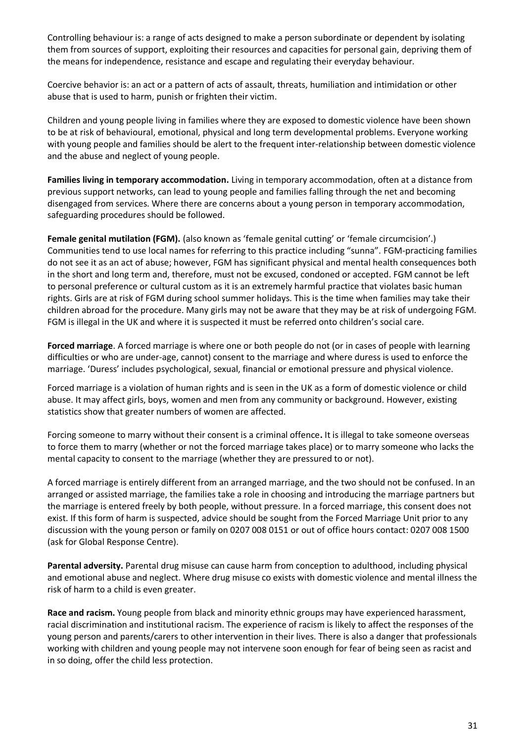Controlling behaviour is: a range of acts designed to make a person subordinate or dependent by isolating them from sources of support, exploiting their resources and capacities for personal gain, depriving them of the means for independence, resistance and escape and regulating their everyday behaviour.

Coercive behavior is: an act or a pattern of acts of assault, threats, humiliation and intimidation or other abuse that is used to harm, punish or frighten their victim.

Children and young people living in families where they are exposed to domestic violence have been shown to be at risk of behavioural, emotional, physical and long term developmental problems. Everyone working with young people and families should be alert to the frequent inter-relationship between domestic violence and the abuse and neglect of young people.

**Families living in temporary accommodation.** Living in temporary accommodation, often at a distance from previous support networks, can lead to young people and families falling through the net and becoming disengaged from services. Where there are concerns about a young person in temporary accommodation, safeguarding procedures should be followed.

**Female genital mutilation (FGM).** (also known as 'female genital cutting' or 'female circumcision'.) Communities tend to use local names for referring to this practice including "sunna". FGM-practicing families do not see it as an act of abuse; however, FGM has significant physical and mental health consequences both in the short and long term and, therefore, must not be excused, condoned or accepted. FGM cannot be left to personal preference or cultural custom as it is an extremely harmful practice that violates basic human rights. Girls are at risk of FGM during school summer holidays. This is the time when families may take their children abroad for the procedure. Many girls may not be aware that they may be at risk of undergoing FGM. FGM is illegal in the UK and where it is suspected it must be referred onto children's social care.

**Forced marriage**. A forced marriage is where one or both people do not (or in cases of people with learning difficulties or who are under-age, cannot) consent to the marriage and where duress is used to enforce the marriage. 'Duress' includes psychological, sexual, financial or emotional pressure and physical violence.

Forced marriage is a violation of human rights and is seen in the UK as a form of domestic violence or child abuse. It may affect girls, boys, women and men from any community or background. However, existing statistics show that greater numbers of women are affected.

Forcing someone to marry without their consent is a criminal offence**.** It is illegal to take someone overseas to force them to marry (whether or not the forced marriage takes place) or to marry someone who lacks the mental capacity to consent to the marriage (whether they are pressured to or not).

A forced marriage is entirely different from an arranged marriage, and the two should not be confused. In an arranged or assisted marriage, the families take a role in choosing and introducing the marriage partners but the marriage is entered freely by both people, without pressure. In a forced marriage, this consent does not exist. If this form of harm is suspected, advice should be sought from the Forced Marriage Unit prior to any discussion with the young person or family on 0207 008 0151 or out of office hours contact: 0207 008 1500 (ask for Global Response Centre).

**Parental adversity.** Parental drug misuse can cause harm from conception to adulthood, including physical and emotional abuse and neglect. Where drug misuse co exists with domestic violence and mental illness the risk of harm to a child is even greater.

**Race and racism.** Young people from black and minority ethnic groups may have experienced harassment, racial discrimination and institutional racism. The experience of racism is likely to affect the responses of the young person and parents/carers to other intervention in their lives. There is also a danger that professionals working with children and young people may not intervene soon enough for fear of being seen as racist and in so doing, offer the child less protection.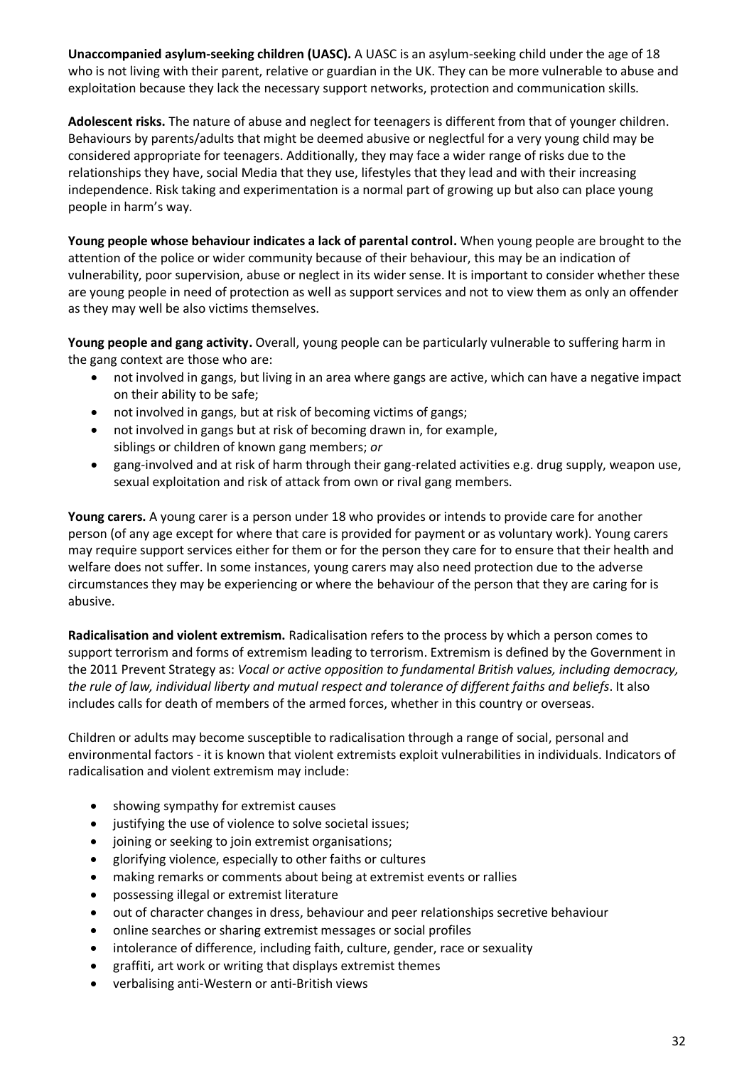**Unaccompanied asylum-seeking children (UASC).** A UASC is an asylum-seeking child under the age of 18 who is not living with their parent, relative or guardian in the UK. They can be more vulnerable to abuse and exploitation because they lack the necessary support networks, protection and communication skills.

**Adolescent risks.** The nature of abuse and neglect for teenagers is different from that of younger children. Behaviours by parents/adults that might be deemed abusive or neglectful for a very young child may be considered appropriate for teenagers. Additionally, they may face a wider range of risks due to the relationships they have, social Media that they use, lifestyles that they lead and with their increasing independence. Risk taking and experimentation is a normal part of growing up but also can place young people in harm's way.

**Young people whose behaviour indicates a lack of parental control.** When young people are brought to the attention of the police or wider community because of their behaviour, this may be an indication of vulnerability, poor supervision, abuse or neglect in its wider sense. It is important to consider whether these are young people in need of protection as well as support services and not to view them as only an offender as they may well be also victims themselves.

**Young people and gang activity.** Overall, young people can be particularly vulnerable to suffering harm in the gang context are those who are:

- not involved in gangs, but living in an area where gangs are active, which can have a negative impact on their ability to be safe;
- not involved in gangs, but at risk of becoming victims of gangs;
- not involved in gangs but at risk of becoming drawn in, for example, siblings or children of known gang members; *or*
- gang-involved and at risk of harm through their gang-related activities e.g. drug supply, weapon use, sexual exploitation and risk of attack from own or rival gang members.

**Young carers.** A young carer is a person under 18 who provides or intends to provide care for another person (of any age except for where that care is provided for payment or as voluntary work). Young carers may require support services either for them or for the person they care for to ensure that their health and welfare does not suffer. In some instances, young carers may also need protection due to the adverse circumstances they may be experiencing or where the behaviour of the person that they are caring for is abusive.

**Radicalisation and violent extremism.** Radicalisation refers to the process by which a person comes to support terrorism and forms of extremism leading to terrorism. Extremism is defined by the Government in the 2011 Prevent Strategy as: *Vocal or active opposition to fundamental British values, including democracy, the rule of law, individual liberty and mutual respect and tolerance of different faiths and beliefs*. It also includes calls for death of members of the armed forces, whether in this country or overseas.

Children or adults may become susceptible to radicalisation through a range of social, personal and environmental factors - it is known that violent extremists exploit vulnerabilities in individuals. Indicators of radicalisation and violent extremism may include:

- showing sympathy for extremist causes
- justifying the use of violence to solve societal issues;
- joining or seeking to join extremist organisations;
- glorifying violence, especially to other faiths or cultures
- making remarks or comments about being at extremist events or rallies
- possessing illegal or extremist literature
- out of character changes in dress, behaviour and peer relationships secretive behaviour
- online searches or sharing extremist messages or social profiles
- intolerance of difference, including faith, culture, gender, race or sexuality
- graffiti, art work or writing that displays extremist themes
- verbalising anti-Western or anti-British views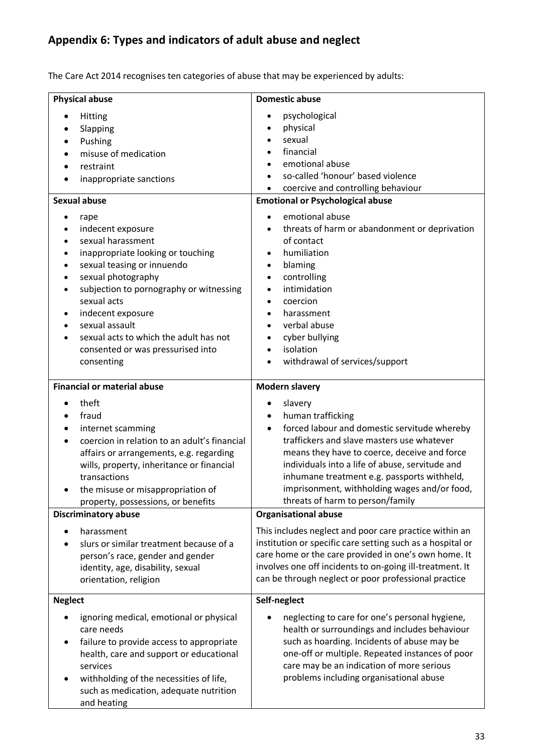## Appendix 6: Types and indicators of adult abuse and neglect

The Care Act 2014 recognises ten categories of abuse that may be experienced by adults:

| **Physical abuse** | **Domestic abuse** |
|---|---|
| • Hitting<br>• Slapping<br>• Pushing<br>• misuse of medication<br>• restraint<br>• inappropriate sanctions | • psychological<br>• physical<br>• sexual<br>• financial<br>• emotional abuse<br>• so-called 'honour' based violence<br>• coercive and controlling behaviour |
| **Sexual abuse** | **Emotional or Psychological abuse** |
| • rape<br>• indecent exposure<br>• sexual harassment<br>• inappropriate looking or touching<br>• sexual teasing or innuendo<br>• sexual photography<br>• subjection to pornography or witnessing sexual acts<br>• indecent exposure<br>• sexual assault<br>• sexual acts to which the adult has not consented or was pressurised into consenting | • emotional abuse<br>• threats of harm or abandonment or deprivation of contact<br>• humiliation<br>• blaming<br>• controlling<br>• intimidation<br>• coercion<br>• harassment<br>• verbal abuse<br>• cyber bullying<br>• isolation<br>• withdrawal of services/support |
| **Financial or material abuse** | **Modern slavery** |
| • theft<br>• fraud<br>• internet scamming<br>• coercion in relation to an adult's financial affairs or arrangements, e.g. regarding wills, property, inheritance or financial transactions<br>• the misuse or misappropriation of property, possessions, or benefits | • slavery<br>• human trafficking<br>• forced labour and domestic servitude whereby traffickers and slave masters use whatever means they have to coerce, deceive and force individuals into a life of abuse, servitude and inhumane treatment e.g. passports withheld, imprisonment, withholding wages and/or food, threats of harm to person/family |
| **Discriminatory abuse** | **Organisational abuse** |
| • harassment<br>• slurs or similar treatment because of a person's race, gender and gender identity, age, disability, sexual orientation, religion | This includes neglect and poor care practice within an institution or specific care setting such as a hospital or care home or the care provided in one's own home. It involves one off incidents to on-going ill-treatment. It can be through neglect or poor professional practice |
| **Neglect** | **Self-neglect** |
| • ignoring medical, emotional or physical care needs<br>• failure to provide access to appropriate health, care and support or educational services<br>• withholding of the necessities of life, such as medication, adequate nutrition and heating | • neglecting to care for one's personal hygiene, health or surroundings and includes behaviour such as hoarding. Incidents of abuse may be one-off or multiple. Repeated instances of poor care may be an indication of more serious problems including organisational abuse |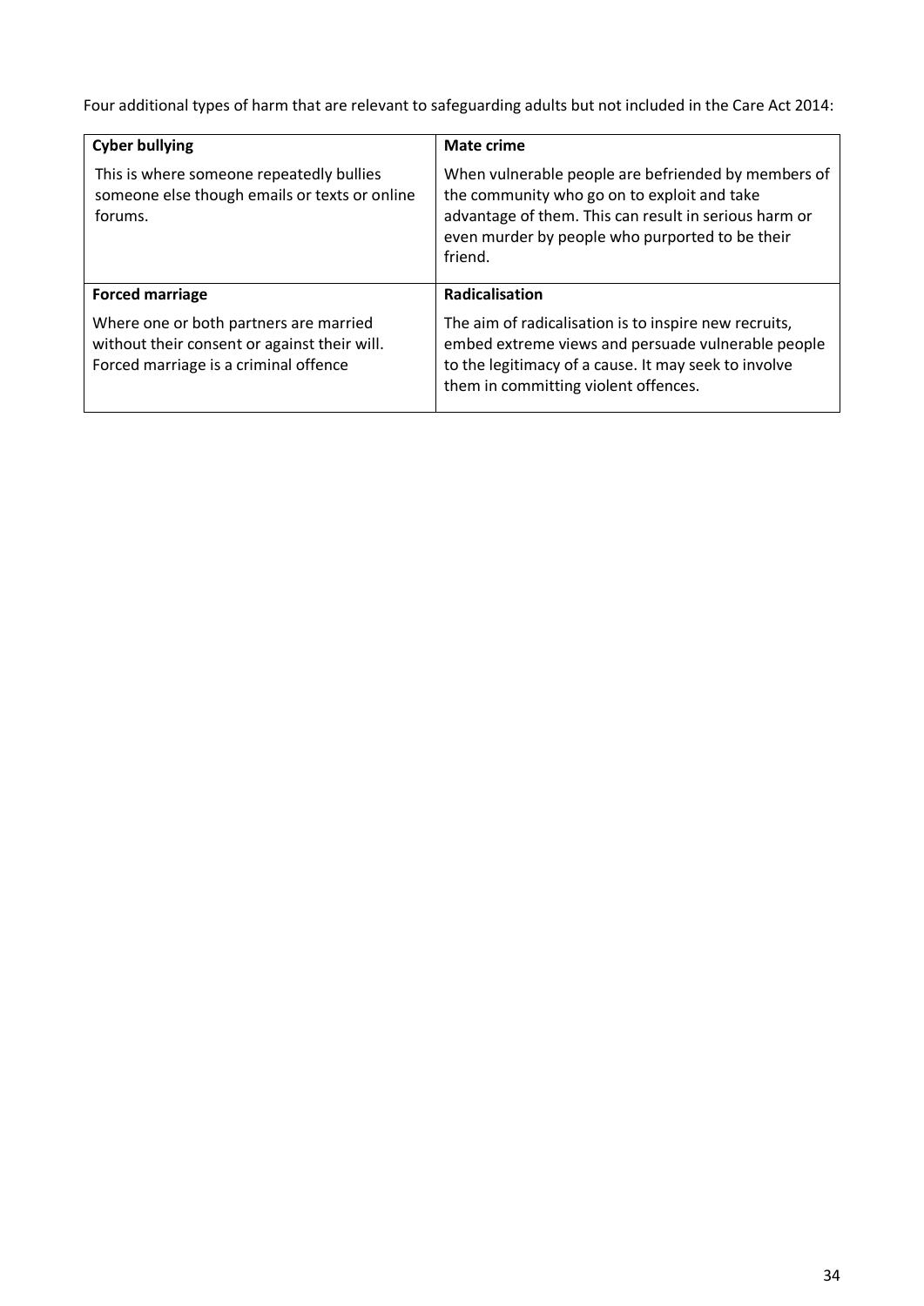Four additional types of harm that are relevant to safeguarding adults but not included in the Care Act 2014:

| **Cyber bullying** | **Mate crime** |
|---|---|
| This is where someone repeatedly bullies someone else though emails or texts or online forums. | When vulnerable people are befriended by members of the community who go on to exploit and take advantage of them. This can result in serious harm or even murder by people who purported to be their friend. |
| **Forced marriage** | **Radicalisation** |
| Where one or both partners are married without their consent or against their will. Forced marriage is a criminal offence | The aim of radicalisation is to inspire new recruits, embed extreme views and persuade vulnerable people to the legitimacy of a cause. It may seek to involve them in committing violent offences. |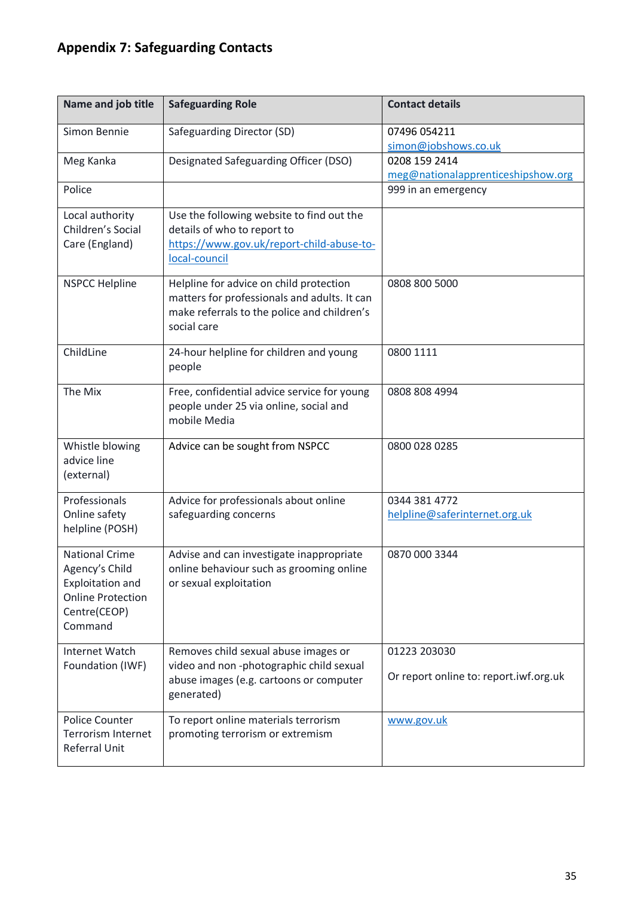## Appendix 7: Safeguarding Contacts

| Name and job title | Safeguarding Role | Contact details |
|---|---|---|
| Simon Bennie | Safeguarding Director (SD) | 07496 054211 simon@jobshows.co.uk |
| Meg Kanka | Designated Safeguarding Officer (DSO) | 0208 159 2414 meg@nationalapprenticeshipshow.org |
| Police | | 999 in an emergency |
| Local authority Children's Social Care (England) | Use the following website to find out the details of who to report to https://www.gov.uk/report-child-abuse-to-local-council | |
| NSPCC Helpline | Helpline for advice on child protection matters for professionals and adults. It can make referrals to the police and children's social care | 0808 800 5000 |
| ChildLine | 24-hour helpline for children and young people | 0800 1111 |
| The Mix | Free, confidential advice service for young people under 25 via online, social and mobile Media | 0808 808 4994 |
| Whistle blowing advice line (external) | Advice can be sought from NSPCC | 0800 028 0285 |
| Professionals Online safety helpline (POSH) | Advice for professionals about online safeguarding concerns | 0344 381 4772 helpline@saferinternet.org.uk |
| National Crime Agency's Child Exploitation and Online Protection Centre(CEOP) Command | Advise and can investigate inappropriate online behaviour such as grooming online or sexual exploitation | 0870 000 3344 |
| Internet Watch Foundation (IWF) | Removes child sexual abuse images or video and non -photographic child sexual abuse images (e.g. cartoons or computer generated) | 01223 203030<br><br>Or report online to: report.iwf.org.uk |
| Police Counter Terrorism Internet Referral Unit | To report online materials terrorism promoting terrorism or extremism | www.gov.uk |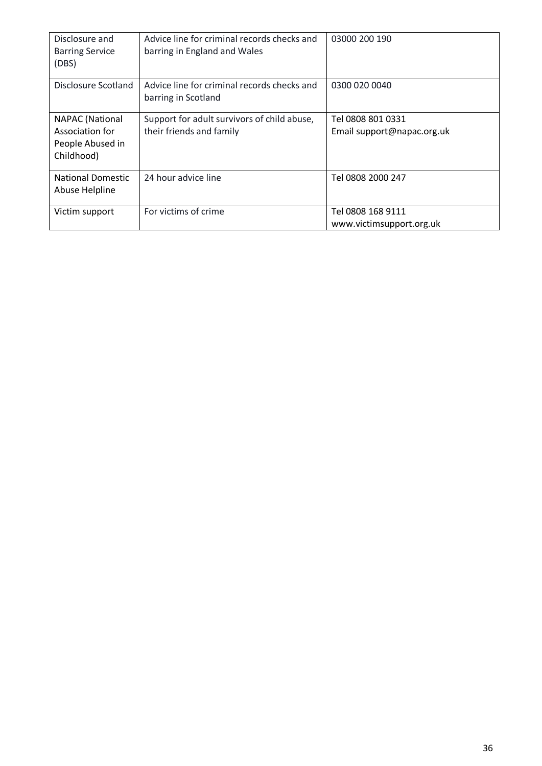| | | |
|---|---|---|
| Disclosure and Barring Service (DBS) | Advice line for criminal records checks and barring in England and Wales | 03000 200 190 |
| Disclosure Scotland | Advice line for criminal records checks and barring in Scotland | 0300 020 0040 |
| NAPAC (National Association for People Abused in Childhood) | Support for adult survivors of child abuse, their friends and family | Tel 0808 801 0331<br>Email support@napac.org.uk |
| National Domestic Abuse Helpline | 24 hour advice line | Tel 0808 2000 247 |
| Victim support | For victims of crime | Tel 0808 168 9111<br>www.victimsupport.org.uk |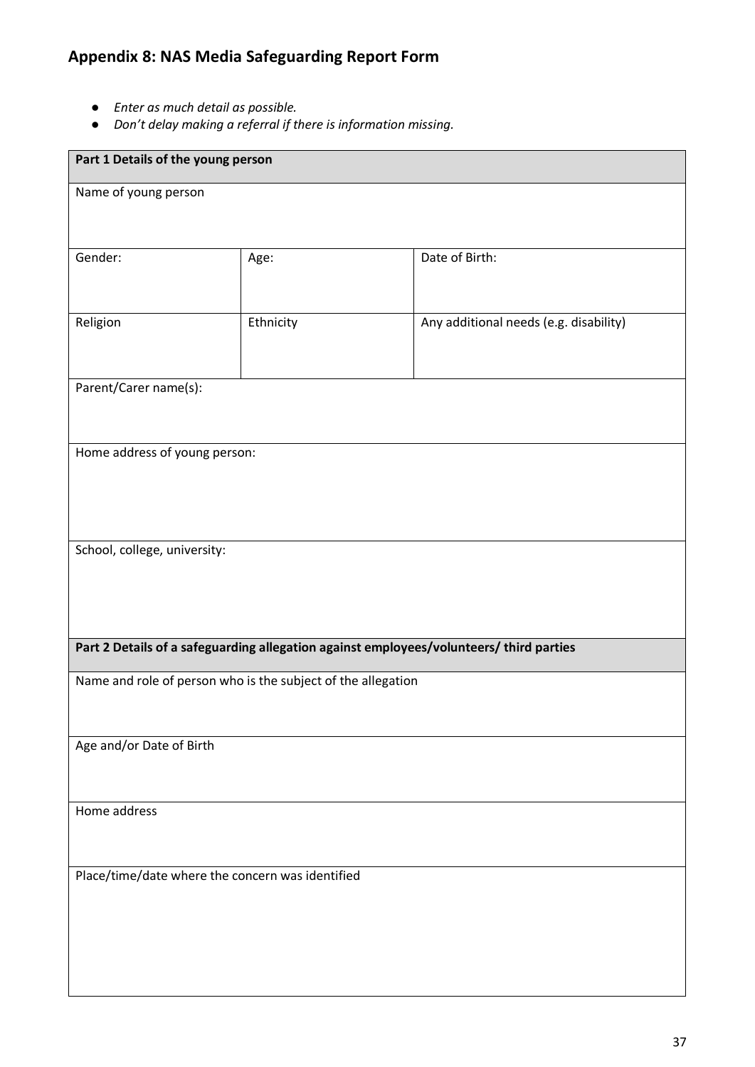## Appendix 8: NAS Media Safeguarding Report Form

- *Enter as much detail as possible.*
- *Don't delay making a referral if there is information missing.*

| **Part 1 Details of the young person** | | |
|---|---|---|
| Name of young person | | |
| Gender: | Age: | Date of Birth: |
| Religion | Ethnicity | Any additional needs (e.g. disability) |
| Parent/Carer name(s): | | |
| Home address of young person: | | |
| School, college, university: | | |
| **Part 2 Details of a safeguarding allegation against employees/volunteers/ third parties** | | |
| Name and role of person who is the subject of the allegation | | |
| Age and/or Date of Birth | | |
| Home address | | |
| Place/time/date where the concern was identified | | |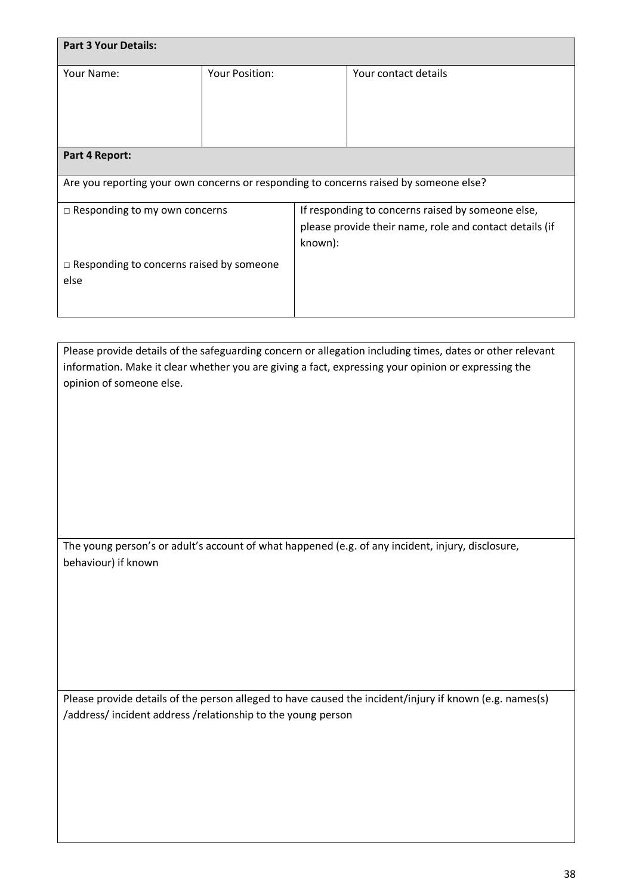| **Part 3 Your Details:** | | |
|---|---|---|
| Your Name: | Your Position: | Your contact details |

| **Part 4 Report:** | |
|---|---|
| Are you reporting your own concerns or responding to concerns raised by someone else? | |
| □ Responding to my own concerns<br><br>□ Responding to concerns raised by someone else | If responding to concerns raised by someone else, please provide their name, role and contact details (if known): |

| Please provide details of the safeguarding concern or allegation including times, dates or other relevant information. Make it clear whether you are giving a fact, expressing your opinion or expressing the opinion of someone else. |
|---|
| The young person's or adult's account of what happened (e.g. of any incident, injury, disclosure, behaviour) if known |
| Please provide details of the person alleged to have caused the incident/injury if known (e.g. names(s) /address/ incident address /relationship to the young person |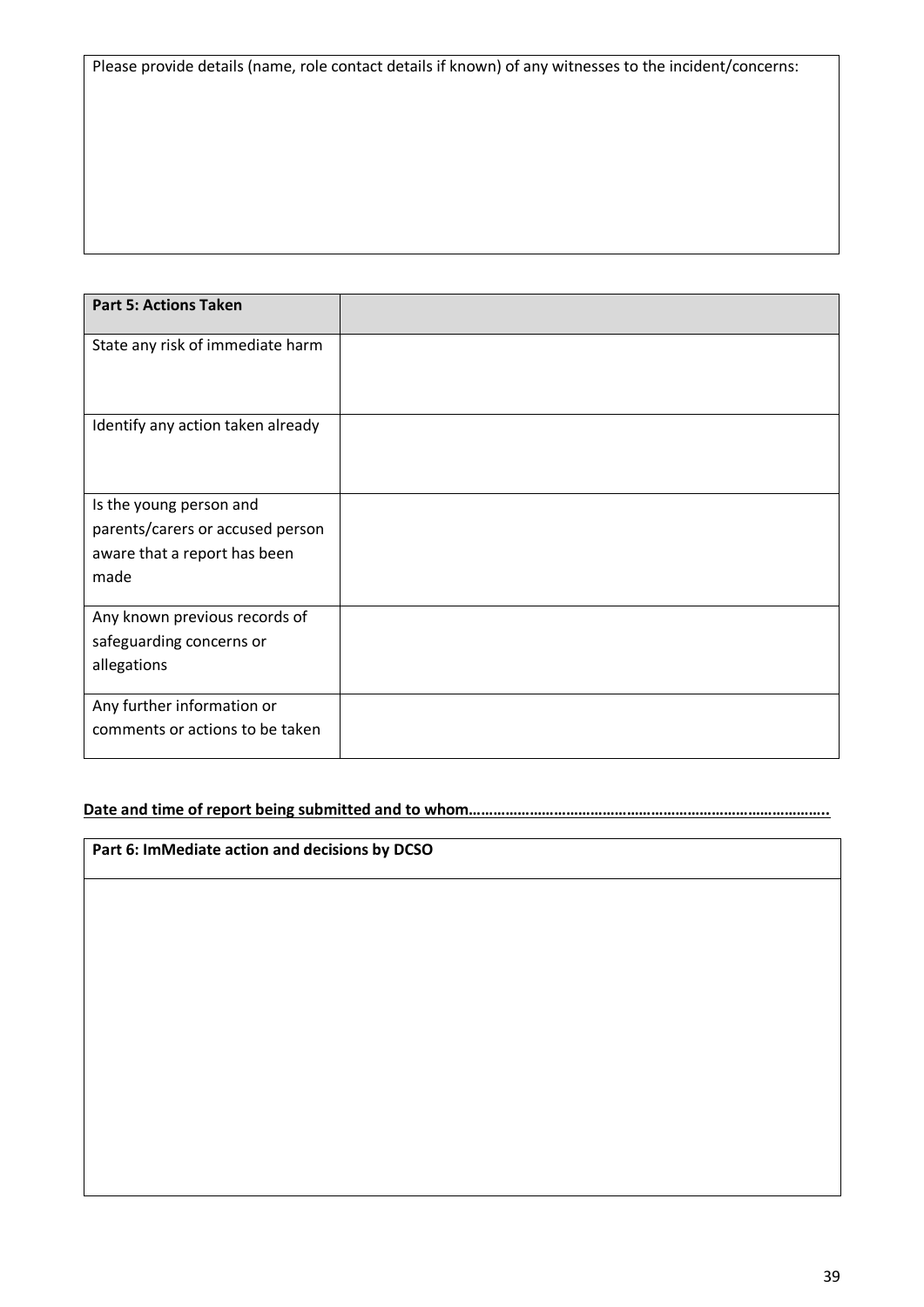| Please provide details (name, role contact details if known) of any witnesses to the incident/concerns: |
|---|
| |

| **Part 5: Actions Taken** | |
|---|---|
| State any risk of immediate harm | |
| Identify any action taken already | |
| Is the young person and parents/carers or accused person aware that a report has been made | |
| Any known previous records of safeguarding concerns or allegations | |
| Any further information or comments or actions to be taken | |

**Date and time of report being submitted and to whom………………………………………………………………………………..**

| **Part 6: ImMediate action and decisions by DCSO** |
|---|
| |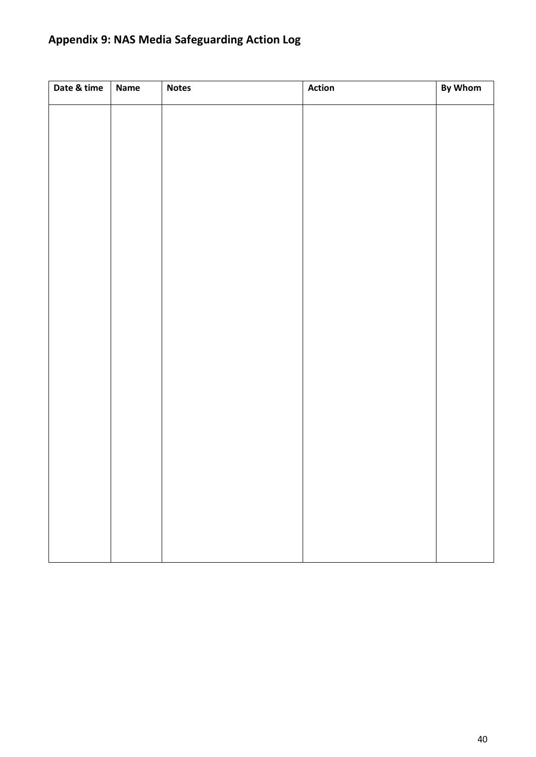## Appendix 9: NAS Media Safeguarding Action Log

| Date & time | Name | Notes | Action | By Whom |
|---|---|---|---|---|
| | | | | |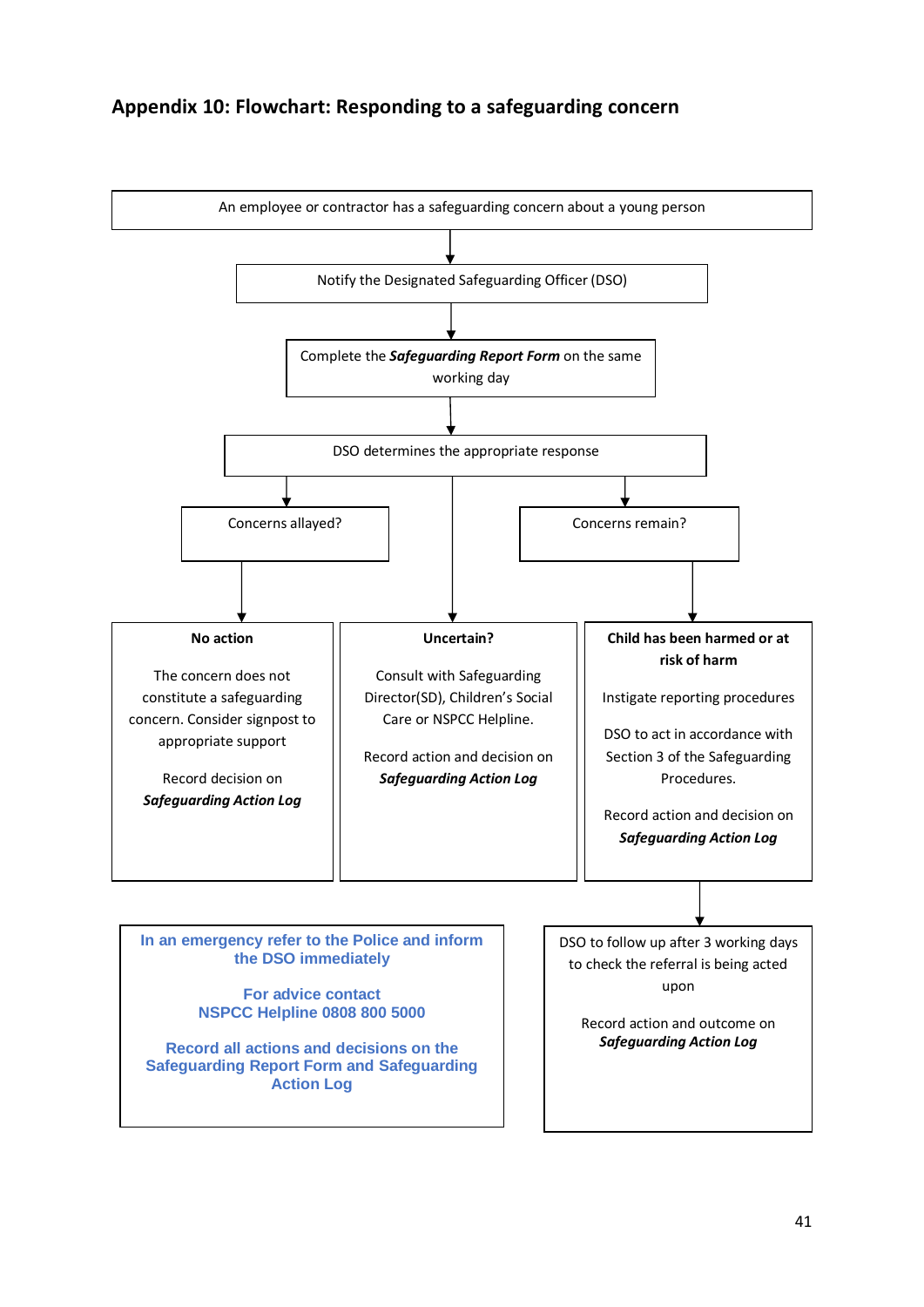## Appendix 10: Flowchart: Responding to a safeguarding concern

An employee or contractor has a safeguarding concern about a young person

↓

Notify the Designated Safeguarding Officer (DSO)

↓

Complete the ***Safeguarding Report Form*** on the same working day

↓

DSO determines the appropriate response

↓

**Concerns allayed?** → **No action**

The concern does not constitute a safeguarding concern. Consider signpost to appropriate support

Record decision on ***Safeguarding Action Log***

**Uncertain?**

Consult with Safeguarding Director(SD), Children's Social Care or NSPCC Helpline.

Record action and decision on ***Safeguarding Action Log***

**Concerns remain?** → **Child has been harmed or at risk of harm**

Instigate reporting procedures

DSO to act in accordance with Section 3 of the Safeguarding Procedures.

Record action and decision on ***Safeguarding Action Log***

↓

DSO to follow up after 3 working days to check the referral is being acted upon

Record action and outcome on ***Safeguarding Action Log***

---

**In an emergency refer to the Police and inform the DSO immediately**

**For advice contact NSPCC Helpline 0808 800 5000**

**Record all actions and decisions on the Safeguarding Report Form and Safeguarding Action Log**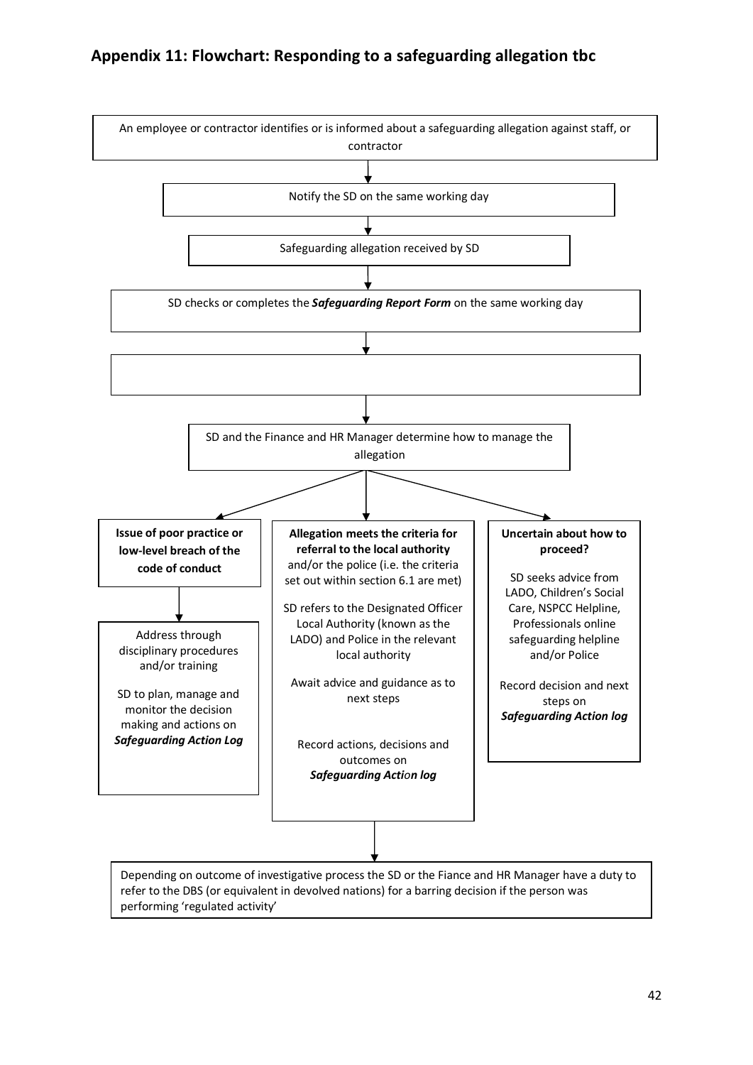## Appendix 11: Flowchart: Responding to a safeguarding allegation tbc

An employee or contractor identifies or is informed about a safeguarding allegation against staff, or contractor

↓

Notify the SD on the same working day

↓

Safeguarding allegation received by SD

↓

SD checks or completes the ***Safeguarding Report Form*** on the same working day

↓

↓

SD and the Finance and HR Manager determine how to manage the allegation

↓

**Issue of poor practice or low-level breach of the code of conduct**

↓

Address through disciplinary procedures and/or training

SD to plan, manage and monitor the decision making and actions on ***Safeguarding Action Log***

**Allegation meets the criteria for referral to the local authority** and/or the police (i.e. the criteria set out within section 6.1 are met)

SD refers to the Designated Officer Local Authority (known as the LADO) and Police in the relevant local authority

Await advice and guidance as to next steps

Record actions, decisions and outcomes on ***Safeguarding Action log***

↓

**Uncertain about how to proceed?**

SD seeks advice from LADO, Children's Social Care, NSPCC Helpline, Professionals online safeguarding helpline and/or Police

Record decision and next steps on ***Safeguarding Action log***

Depending on outcome of investigative process the SD or the Fiance and HR Manager have a duty to refer to the DBS (or equivalent in devolved nations) for a barring decision if the person was performing 'regulated activity'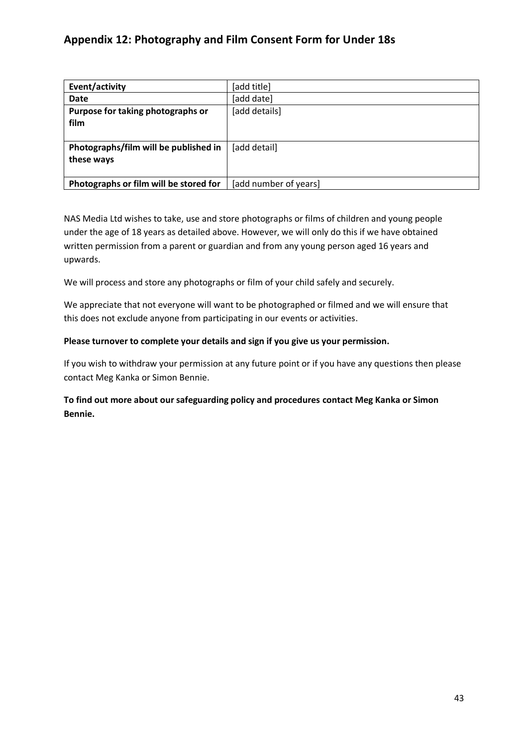## Appendix 12: Photography and Film Consent Form for Under 18s

| **Event/activity** | [add title] |
|---|---|
| **Date** | [add date] |
| **Purpose for taking photographs or film** | [add details] |
| **Photographs/film will be published in these ways** | [add detail] |
| **Photographs or film will be stored for** | [add number of years] |

NAS Media Ltd wishes to take, use and store photographs or films of children and young people under the age of 18 years as detailed above. However, we will only do this if we have obtained written permission from a parent or guardian and from any young person aged 16 years and upwards.

We will process and store any photographs or film of your child safely and securely.

We appreciate that not everyone will want to be photographed or filmed and we will ensure that this does not exclude anyone from participating in our events or activities.

**Please turnover to complete your details and sign if you give us your permission.**

If you wish to withdraw your permission at any future point or if you have any questions then please contact Meg Kanka or Simon Bennie.

**To find out more about our safeguarding policy and procedures contact Meg Kanka or Simon Bennie.**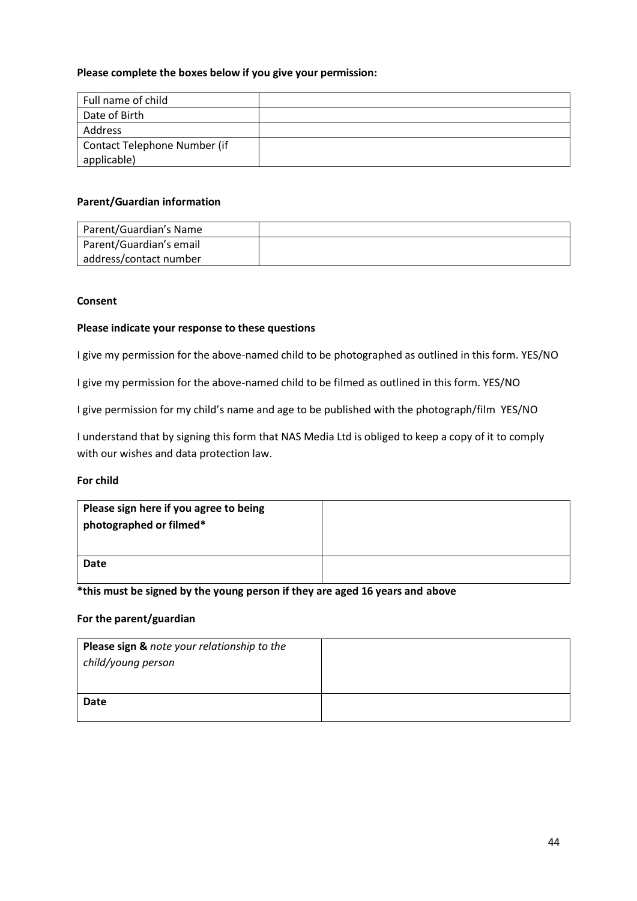**Please complete the boxes below if you give your permission:**

| | |
|---|---|
| Full name of child | |
| Date of Birth | |
| Address | |
| Contact Telephone Number (if applicable) | |

**Parent/Guardian information**

| | |
|---|---|
| Parent/Guardian's Name | |
| Parent/Guardian's email address/contact number | |

**Consent**

**Please indicate your response to these questions**

I give my permission for the above-named child to be photographed as outlined in this form. YES/NO

I give my permission for the above-named child to be filmed as outlined in this form. YES/NO

I give permission for my child's name and age to be published with the photograph/film YES/NO

I understand that by signing this form that NAS Media Ltd is obliged to keep a copy of it to comply with our wishes and data protection law.

**For child**

| | |
|---|---|
| **Please sign here if you agree to being photographed or filmed*** | |
| **Date** | |

**\*this must be signed by the young person if they are aged 16 years and above**

**For the parent/guardian**

| | |
|---|---|
| **Please sign &** *note your relationship to the child/young person* | |
| **Date** | |